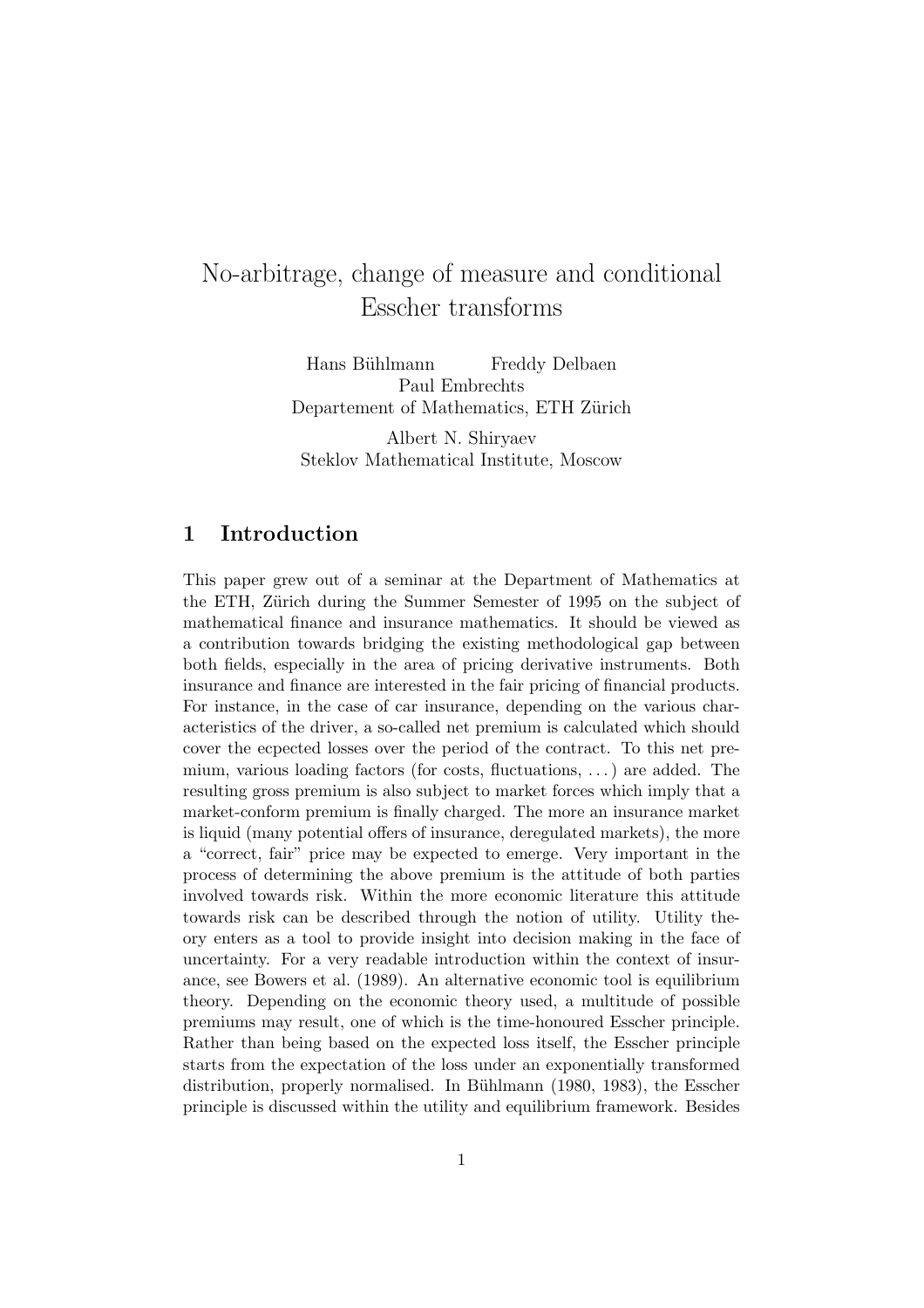# No-arbitrage, change of measure and conditional Esscher transforms

Hans Bühlmann  Freddy Delbaen  
Paul Embrechts  
Departement of Mathematics, ETH Zürich

Albert N. Shiryaev  
Steklov Mathematical Institute, Moscow

## 1 Introduction

This paper grew out of a seminar at the Department of Mathematics at the ETH, Zürich during the Summer Semester of 1995 on the subject of mathematical finance and insurance mathematics. It should be viewed as a contribution towards bridging the existing methodological gap between both fields, especially in the area of pricing derivative instruments. Both insurance and finance are interested in the fair pricing of financial products. For instance, in the case of car insurance, depending on the various characteristics of the driver, a so-called net premium is calculated which should cover the ecpected losses over the period of the contract. To this net premium, various loading factors (for costs, fluctuations, ...) are added. The resulting gross premium is also subject to market forces which imply that a market-conform premium is finally charged. The more an insurance market is liquid (many potential offers of insurance, deregulated markets), the more a "correct, fair" price may be expected to emerge. Very important in the process of determining the above premium is the attitude of both parties involved towards risk. Within the more economic literature this attitude towards risk can be described through the notion of utility. Utility theory enters as a tool to provide insight into decision making in the face of uncertainty. For a very readable introduction within the context of insurance, see Bowers et al. (1989). An alternative economic tool is equilibrium theory. Depending on the economic theory used, a multitude of possible premiums may result, one of which is the time-honoured Esscher principle. Rather than being based on the expected loss itself, the Esscher principle starts from the expectation of the loss under an exponentially transformed distribution, properly normalised. In Bühlmann (1980, 1983), the Esscher principle is discussed within the utility and equilibrium framework. Besides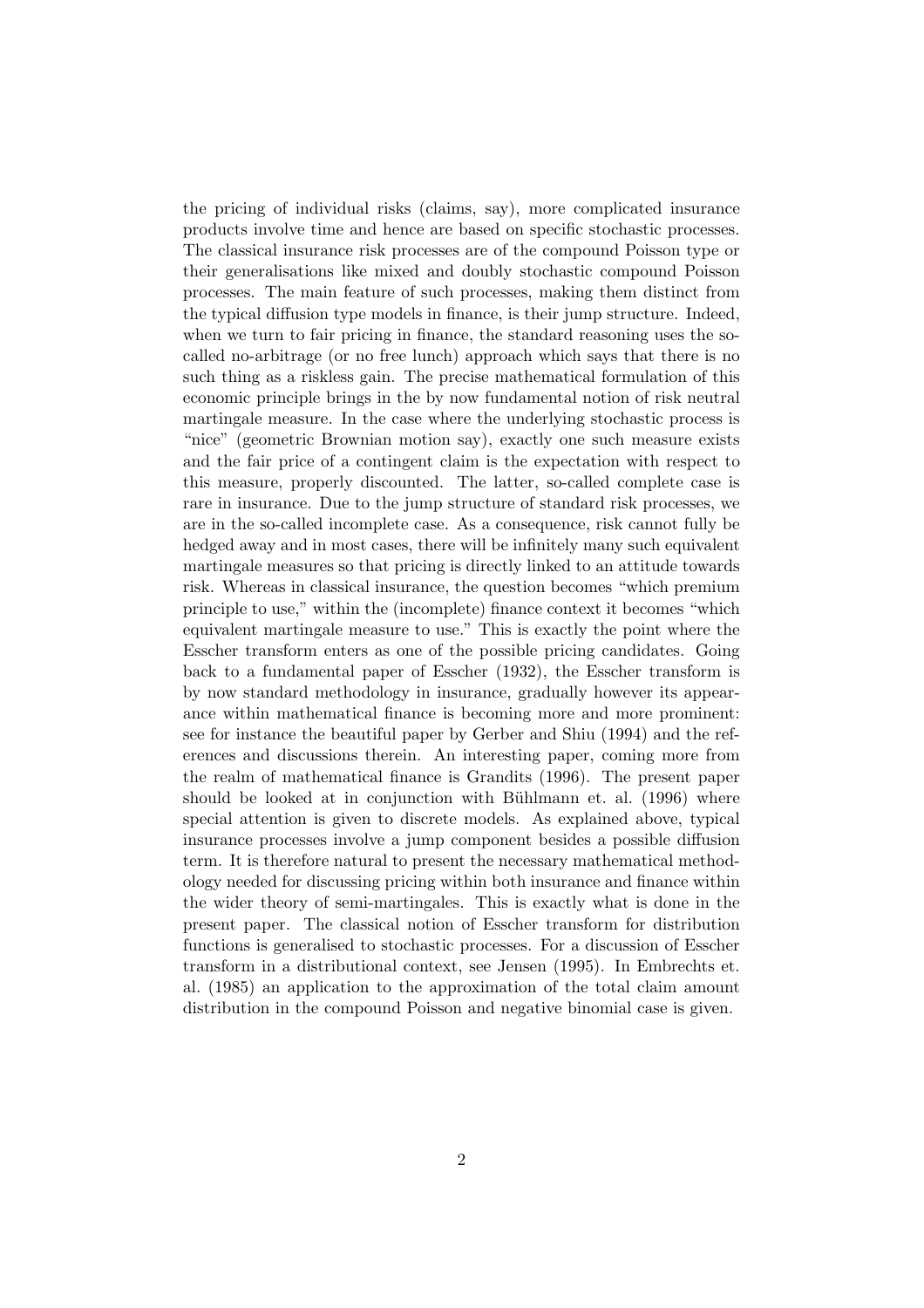the pricing of individual risks (claims, say), more complicated insurance products involve time and hence are based on specific stochastic processes. The classical insurance risk processes are of the compound Poisson type or their generalisations like mixed and doubly stochastic compound Poisson processes. The main feature of such processes, making them distinct from the typical diffusion type models in finance, is their jump structure. Indeed, when we turn to fair pricing in finance, the standard reasoning uses the so-called no-arbitrage (or no free lunch) approach which says that there is no such thing as a riskless gain. The precise mathematical formulation of this economic principle brings in the by now fundamental notion of risk neutral martingale measure. In the case where the underlying stochastic process is "nice" (geometric Brownian motion say), exactly one such measure exists and the fair price of a contingent claim is the expectation with respect to this measure, properly discounted. The latter, so-called complete case is rare in insurance. Due to the jump structure of standard risk processes, we are in the so-called incomplete case. As a consequence, risk cannot fully be hedged away and in most cases, there will be infinitely many such equivalent martingale measures so that pricing is directly linked to an attitude towards risk. Whereas in classical insurance, the question becomes "which premium principle to use," within the (incomplete) finance context it becomes "which equivalent martingale measure to use." This is exactly the point where the Esscher transform enters as one of the possible pricing candidates. Going back to a fundamental paper of Esscher (1932), the Esscher transform is by now standard methodology in insurance, gradually however its appearance within mathematical finance is becoming more and more prominent: see for instance the beautiful paper by Gerber and Shiu (1994) and the references and discussions therein. An interesting paper, coming more from the realm of mathematical finance is Grandits (1996). The present paper should be looked at in conjunction with Bühlmann et. al. (1996) where special attention is given to discrete models. As explained above, typical insurance processes involve a jump component besides a possible diffusion term. It is therefore natural to present the necessary mathematical methodology needed for discussing pricing within both insurance and finance within the wider theory of semi-martingales. This is exactly what is done in the present paper. The classical notion of Esscher transform for distribution functions is generalised to stochastic processes. For a discussion of Esscher transform in a distributional context, see Jensen (1995). In Embrechts et. al. (1985) an application to the approximation of the total claim amount distribution in the compound Poisson and negative binomial case is given.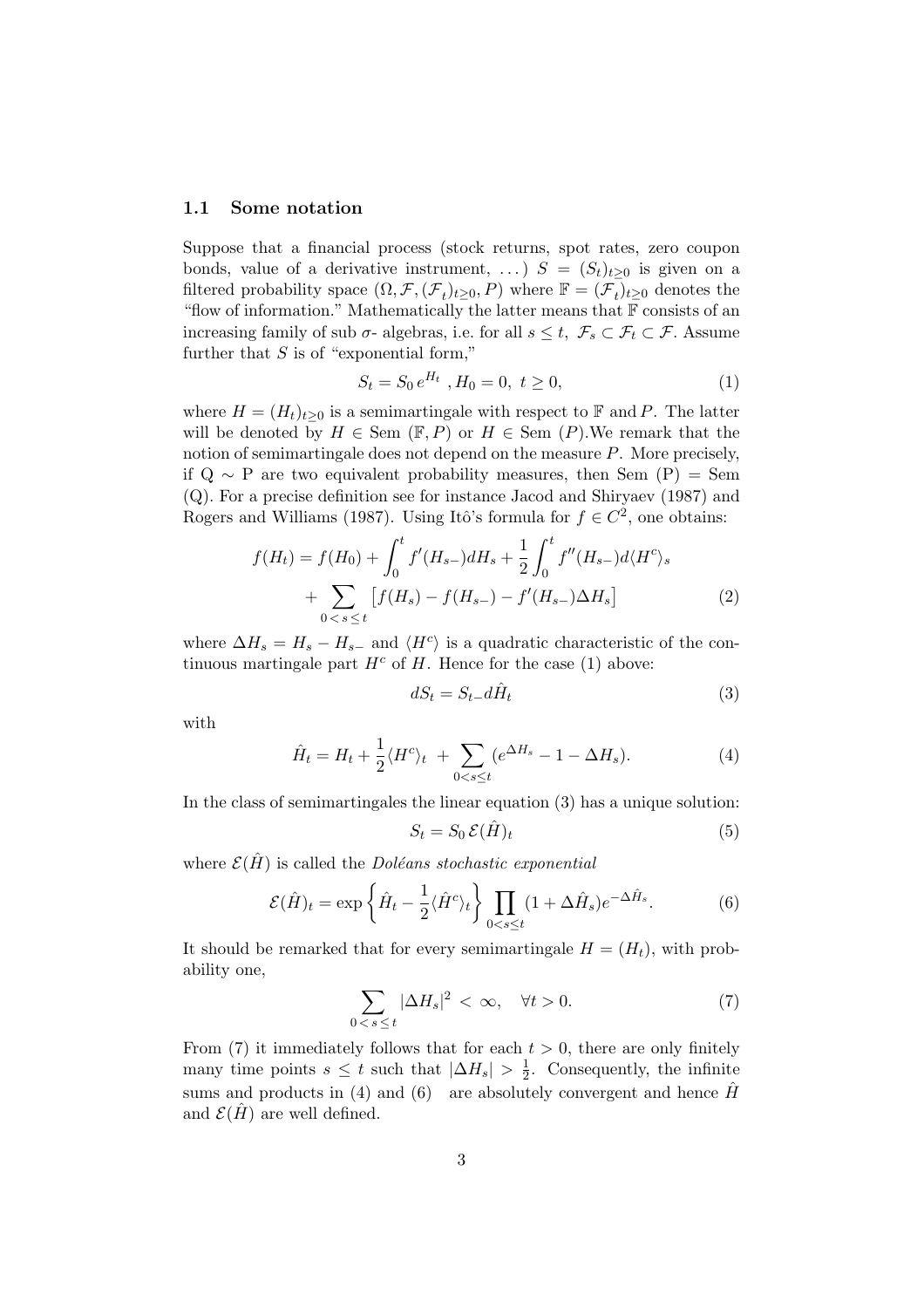### 1.1 Some notation

Suppose that a financial process (stock returns, spot rates, zero coupon bonds, value of a derivative instrument, ...) $S = (S_t)_{t \geq 0}$ is given on a filtered probability space $(\Omega, \mathcal{F}, (\mathcal{F}_t)_{t \geq 0}, P)$ where $\mathbb{F} = (\mathcal{F}_t)_{t \geq 0}$ denotes the "flow of information." Mathematically the latter means that $\mathbb{F}$ consists of an increasing family of sub $\sigma$- algebras, i.e. for all $s \leq t$, $\mathcal{F}_s \subset \mathcal{F}_t \subset \mathcal{F}$. Assume further that $S$ is of "exponential form,"

$$S_t = S_0 \, e^{H_t} \, , H_0 = 0, \ t \geq 0, \tag{1}$$

where $H = (H_t)_{t \geq 0}$ is a semimartingale with respect to $\mathbb{F}$ and $P$. The latter will be denoted by $H \in$ Sem $(\mathbb{F}, P)$ or $H \in$ Sem $(P)$.We remark that the notion of semimartingale does not depend on the measure $P$. More precisely, if Q $\sim$ P are two equivalent probability measures, then Sem (P) = Sem (Q). For a precise definition see for instance Jacod and Shiryaev (1987) and Rogers and Williams (1987). Using Itô's formula for $f \in C^2$, one obtains:

$$\begin{aligned} f(H_t) = f(H_0) + \int_0^t f'(H_{s-}) dH_s + \frac{1}{2} \int_0^t f''(H_{s-}) d\langle H^c \rangle_s \\ + \sum_{0 < s \leq t} \left[ f(H_s) - f(H_{s-}) - f'(H_{s-}) \Delta H_s \right] \end{aligned} \tag{2}$$

where $\Delta H_s = H_s - H_{s-}$ and $\langle H^c \rangle$ is a quadratic characteristic of the continuous martingale part $H^c$ of $H$. Hence for the case (1) above:

$$dS_t = S_{t-} d\hat{H}_t \tag{3}$$

with

$$\hat{H}_t = H_t + \frac{1}{2} \langle H^c \rangle_t \ + \sum_{0 < s \leq t} (e^{\Delta H_s} - 1 - \Delta H_s). \tag{4}$$

In the class of semimartingales the linear equation (3) has a unique solution:

$$S_t = S_0 \, \mathcal{E}(\hat{H})_t \tag{5}$$

where $\mathcal{E}(\hat{H})$ is called the *Doléans stochastic exponential*

$$\mathcal{E}(\hat{H})_t = \exp \left\{ \hat{H}_t - \frac{1}{2} \langle \hat{H}^c \rangle_t \right\} \prod_{0 < s \leq t} (1 + \Delta \hat{H}_s) e^{-\Delta \hat{H}_s}. \tag{6}$$

It should be remarked that for every semimartingale $H = (H_t)$, with probability one,

$$\sum_{0 < s \leq t} |\Delta H_s|^2 \ < \ \infty, \quad \forall t > 0. \tag{7}$$

From (7) it immediately follows that for each $t > 0$, there are only finitely many time points $s \leq t$ such that $|\Delta H_s| > \frac{1}{2}$. Consequently, the infinite sums and products in (4) and (6) are absolutely convergent and hence $\hat{H}$ and $\mathcal{E}(\hat{H})$ are well defined.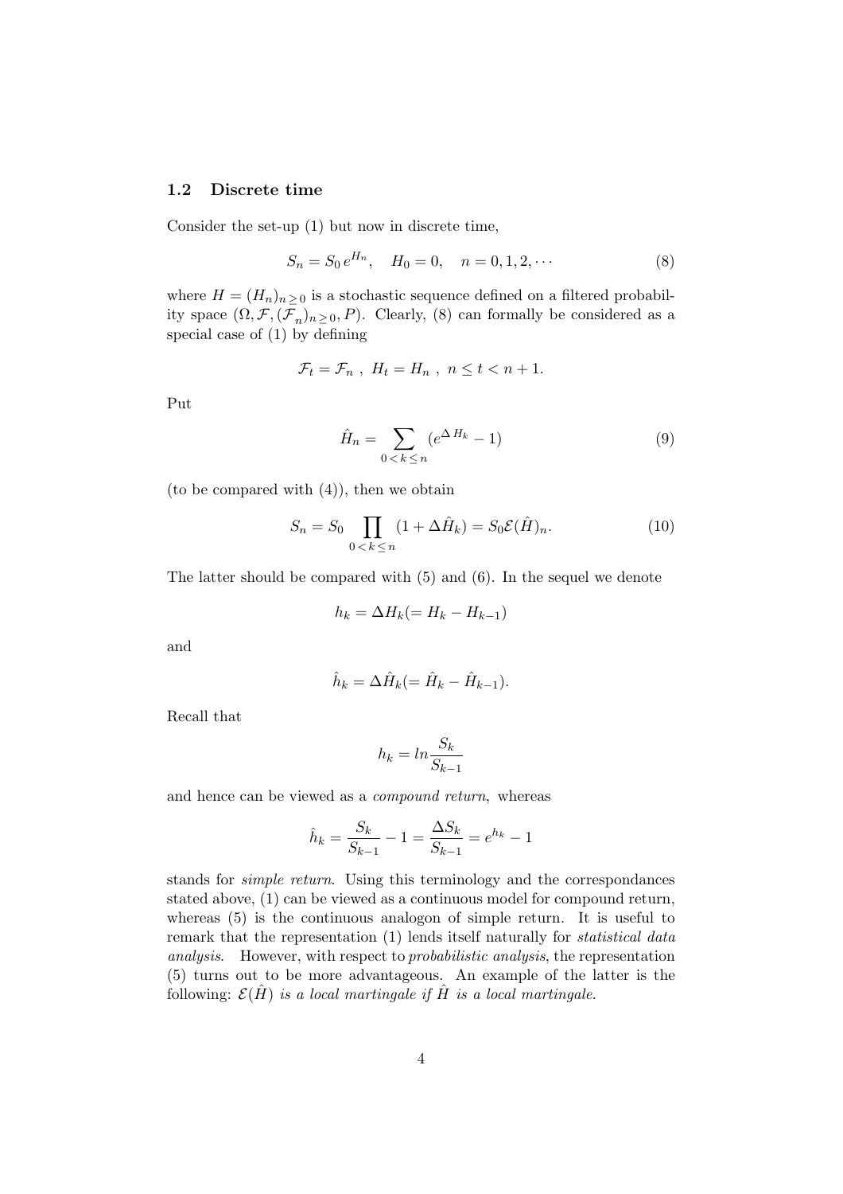### 1.2 Discrete time

Consider the set-up (1) but now in discrete time,

$$S_n = S_0\, e^{H_n}, \quad H_0 = 0, \quad n = 0, 1, 2, \cdots \tag{8}$$

where $H = (H_n)_{n \geq 0}$ is a stochastic sequence defined on a filtered probability space $(\Omega, \mathcal{F}, (\mathcal{F}_n)_{n \geq 0}, P)$. Clearly, (8) can formally be considered as a special case of (1) by defining

$$\mathcal{F}_t = \mathcal{F}_n \ , \ H_t = H_n \ , \ n \leq t < n+1.$$

Put

$$\hat{H}_n = \sum_{0 < k \leq n} (e^{\Delta H_k} - 1) \tag{9}$$

(to be compared with (4)), then we obtain

$$S_n = S_0 \prod_{0 < k \leq n} (1 + \Delta \hat{H}_k) = S_0 \mathcal{E}(\hat{H})_n. \tag{10}$$

The latter should be compared with (5) and (6). In the sequel we denote

$$h_k = \Delta H_k (= H_k - H_{k-1})$$

and

$$\hat{h}_k = \Delta \hat{H}_k (= \hat{H}_k - \hat{H}_{k-1}).$$

Recall that

$$h_k = ln \frac{S_k}{S_{k-1}}$$

and hence can be viewed as a *compound return*, whereas

$$\hat{h}_k = \frac{S_k}{S_{k-1}} - 1 = \frac{\Delta S_k}{S_{k-1}} = e^{h_k} - 1$$

stands for *simple return*. Using this terminology and the correspondances stated above, (1) can be viewed as a continuous model for compound return, whereas (5) is the continuous analogon of simple return. It is useful to remark that the representation (1) lends itself naturally for *statistical data analysis*. However, with respect to *probabilistic analysis*, the representation (5) turns out to be more advantageous. An example of the latter is the following: *$\mathcal{E}(\hat{H})$ is a local martingale if $\hat{H}$ is a local martingale*.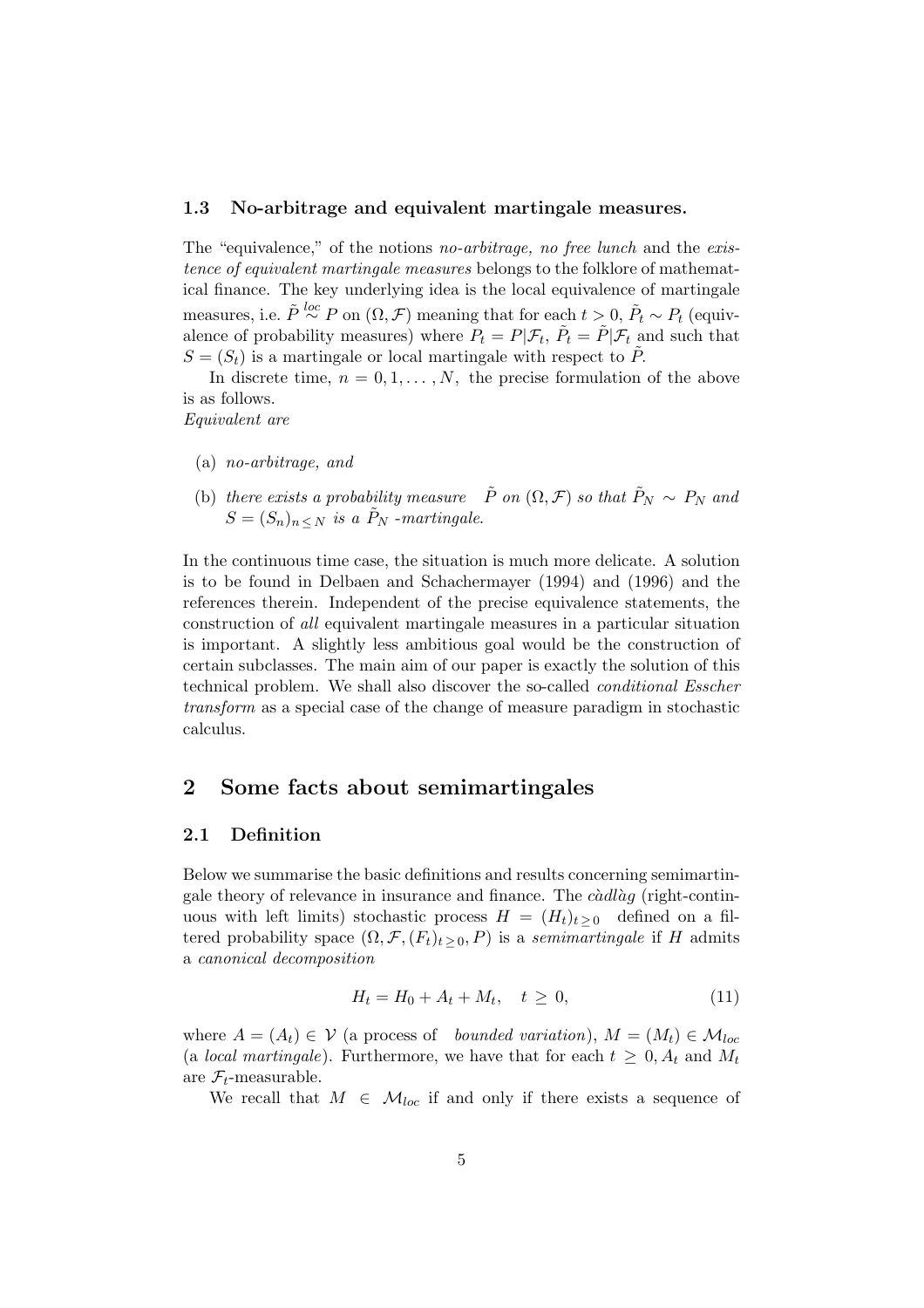### 1.3 No-arbitrage and equivalent martingale measures.

The "equivalence," of the notions *no-arbitrage, no free lunch* and the *existence of equivalent martingale measures* belongs to the folklore of mathematical finance. The key underlying idea is the local equivalence of martingale measures, i.e. $\tilde{P} \overset{loc}{\sim} P$ on $(\Omega, \mathcal{F})$ meaning that for each $t > 0$, $\tilde{P}_t \sim P_t$ (equivalence of probability measures) where $P_t = P|\mathcal{F}_t$, $\tilde{P}_t = \tilde{P}|\mathcal{F}_t$ and such that $S = (S_t)$ is a martingale or local martingale with respect to $\tilde{P}$.

In discrete time, $n = 0, 1, \ldots, N$, the precise formulation of the above is as follows.

*Equivalent are*

- (a) *no-arbitrage, and*
- (b) *there exists a probability measure* $\tilde{P}$ *on* $(\Omega, \mathcal{F})$ *so that* $\tilde{P}_N \sim P_N$ *and* $S = (S_n)_{n \leq N}$ *is a* $\tilde{P}_N$ *-martingale.*

In the continuous time case, the situation is much more delicate. A solution is to be found in Delbaen and Schachermayer (1994) and (1996) and the references therein. Independent of the precise equivalence statements, the construction of *all* equivalent martingale measures in a particular situation is important. A slightly less ambitious goal would be the construction of certain subclasses. The main aim of our paper is exactly the solution of this technical problem. We shall also discover the so-called *conditional Esscher transform* as a special case of the change of measure paradigm in stochastic calculus.

## 2 Some facts about semimartingales

### 2.1 Definition

Below we summarise the basic definitions and results concerning semimartingale theory of relevance in insurance and finance. The *càdlàg* (right-continuous with left limits) stochastic process $H = (H_t)_{t \geq 0}$ defined on a filtered probability space $(\Omega, \mathcal{F}, (F_t)_{t \geq 0}, P)$ is a *semimartingale* if $H$ admits a *canonical decomposition*

$$H_t = H_0 + A_t + M_t, \quad t \geq 0, \tag{11}$$

where $A = (A_t) \in \mathcal{V}$ (a process of *bounded variation*), $M = (M_t) \in \mathcal{M}_{loc}$ (a *local martingale*). Furthermore, we have that for each $t \geq 0, A_t$ and $M_t$ are $\mathcal{F}_t$-measurable.

We recall that $M \in \mathcal{M}_{loc}$ if and only if there exists a sequence of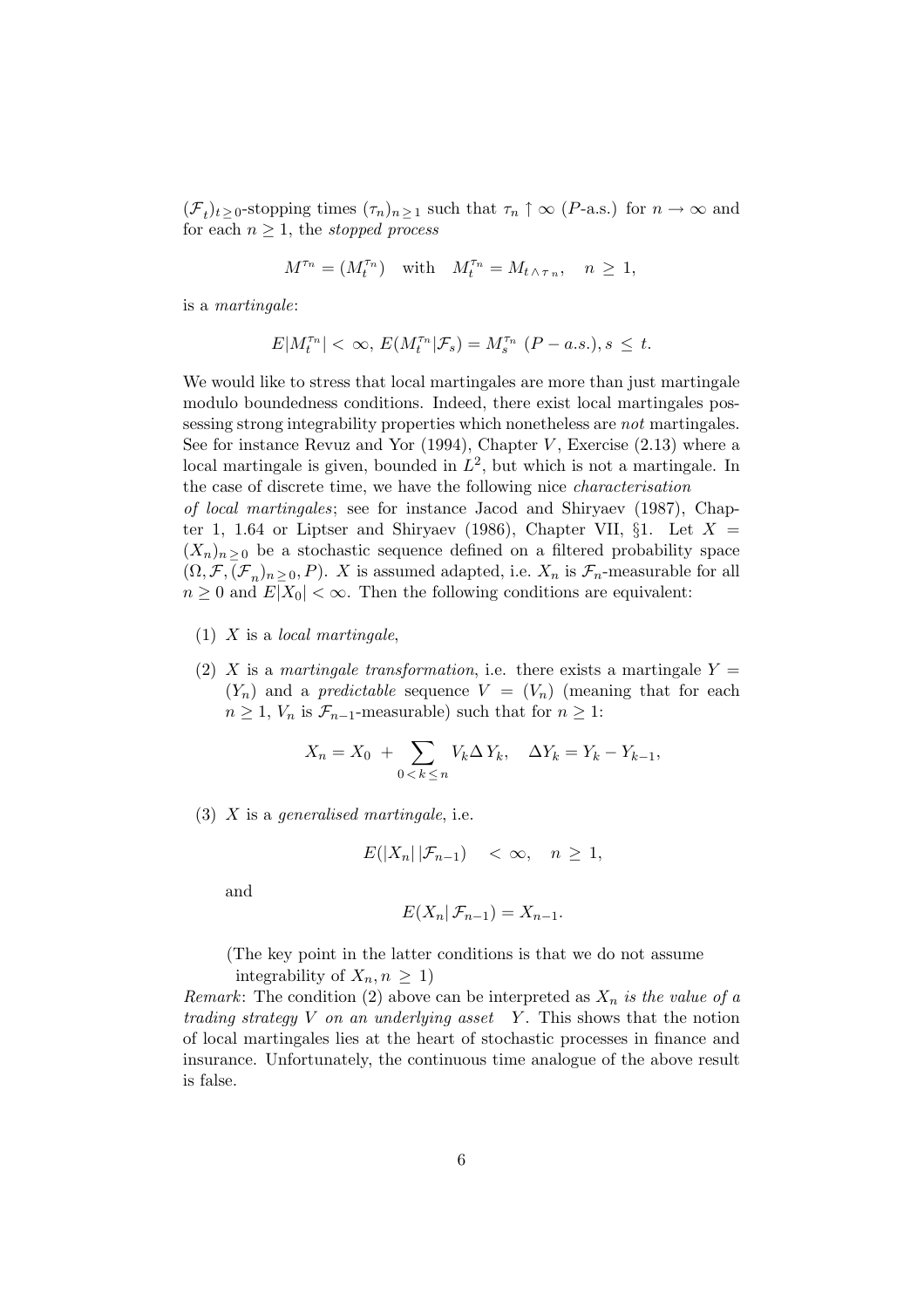$(\mathcal{F}_t)_{t\geq 0}$-stopping times $(\tau_n)_{n\geq 1}$ such that $\tau_n \uparrow \infty$ ($P$-a.s.) for $n \to \infty$ and for each $n \geq 1$, the *stopped process*

$$M^{\tau_n} = (M_t^{\tau_n}) \quad \text{with} \quad M_t^{\tau_n} = M_{t \wedge \tau_n}, \quad n \geq 1,$$

is a *martingale*:

$$E|M_t^{\tau_n}| < \infty, \; E(M_t^{\tau_n}|\mathcal{F}_s) = M_s^{\tau_n} \; (P-a.s.), s \leq t.$$

We would like to stress that local martingales are more than just martingale modulo boundedness conditions. Indeed, there exist local martingales possessing strong integrability properties which nonetheless are *not* martingales. See for instance Revuz and Yor (1994), Chapter $V$, Exercise (2.13) where a local martingale is given, bounded in $L^2$, but which is not a martingale. In the case of discrete time, we have the following nice *characterisation of local martingales*; see for instance Jacod and Shiryaev (1987), Chapter 1, 1.64 or Liptser and Shiryaev (1986), Chapter VII, §1. Let $X = (X_n)_{n\geq 0}$ be a stochastic sequence defined on a filtered probability space $(\Omega, \mathcal{F}, (\mathcal{F}_n)_{n\geq 0}, P)$. $X$ is assumed adapted, i.e. $X_n$ is $\mathcal{F}_n$-measurable for all $n \geq 0$ and $E|X_0| < \infty$. Then the following conditions are equivalent:

(1) $X$ is a *local martingale*,

(2) $X$ is a *martingale transformation*, i.e. there exists a martingale $Y = (Y_n)$ and a *predictable* sequence $V = (V_n)$ (meaning that for each $n \geq 1$, $V_n$ is $\mathcal{F}_{n-1}$-measurable) such that for $n \geq 1$:

$$X_n = X_0 + \sum_{0<k\leq n} V_k \Delta Y_k, \quad \Delta Y_k = Y_k - Y_{k-1},$$

(3) $X$ is a *generalised martingale*, i.e.

$$E(|X_n|\,|\mathcal{F}_{n-1}) \quad < \infty, \quad n \geq 1,$$

and

$$E(X_n|\,\mathcal{F}_{n-1}) = X_{n-1}.$$

(The key point in the latter conditions is that we do not assume integrability of $X_n, n \geq 1$)

*Remark*: The condition (2) above can be interpreted as $X_n$ *is the value of a trading strategy* $V$ *on an underlying asset* $Y$. This shows that the notion of local martingales lies at the heart of stochastic processes in finance and insurance. Unfortunately, the continuous time analogue of the above result is false.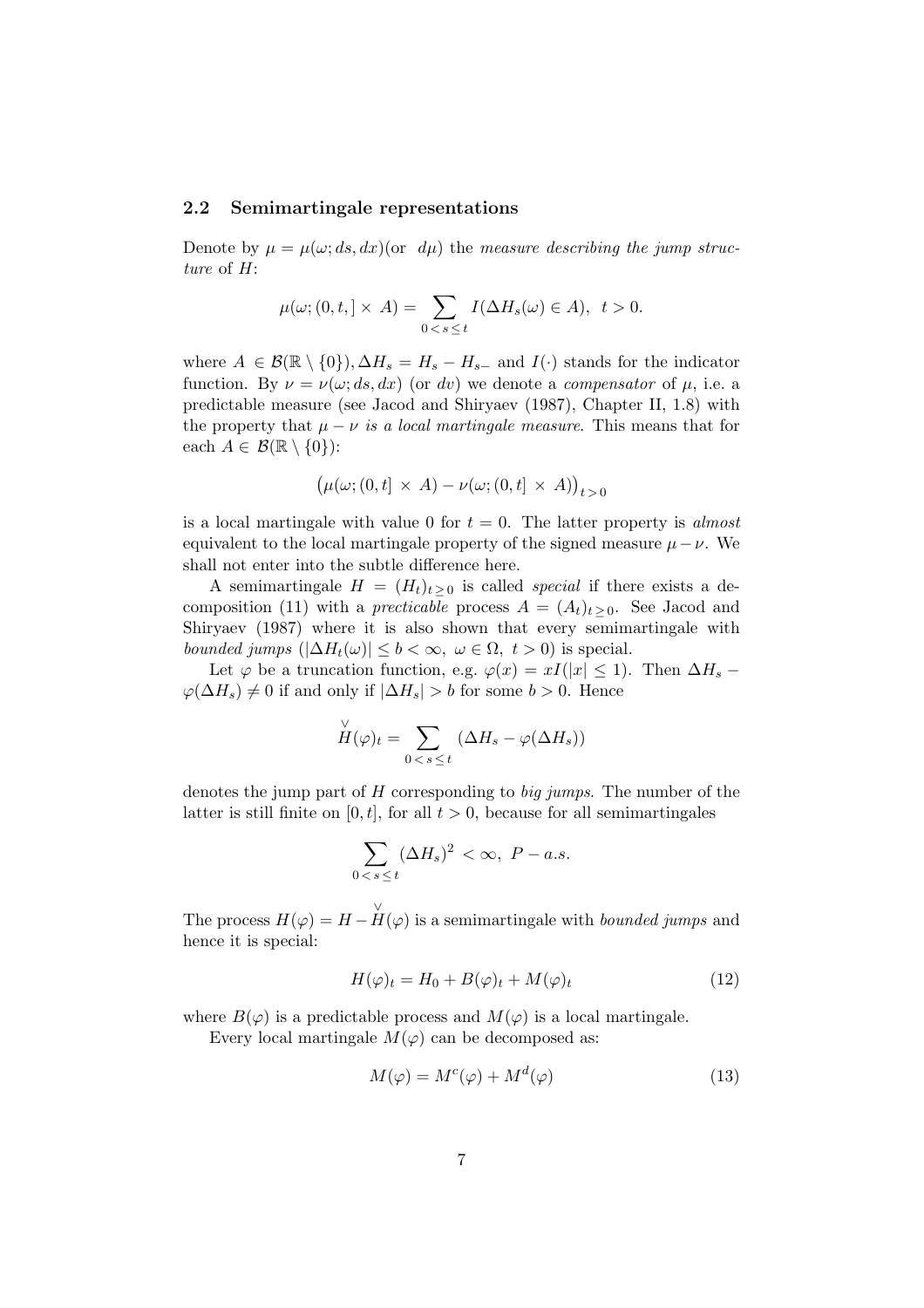### 2.2 Semimartingale representations

Denote by $\mu = \mu(\omega; ds, dx)$(or $d\mu$) the *measure describing the jump structure* of $H$:

$$\mu(\omega; (0, t, ] \times A) = \sum_{0 < s \leq t} I(\Delta H_s(\omega) \in A), \ \ t > 0.$$

where $A \in \mathcal{B}(\mathbb{R} \setminus \{0\}), \Delta H_s = H_s - H_{s-}$ and $I(\cdot)$ stands for the indicator function. By $\nu = \nu(\omega; ds, dx)$ (or $dv$) we denote a *compensator* of $\mu$, i.e. a predictable measure (see Jacod and Shiryaev (1987), Chapter II, 1.8) with the property that $\mu - \nu$ *is a local martingale measure*. This means that for each $A \in \mathcal{B}(\mathbb{R} \setminus \{0\})$:

$$\big(\mu(\omega; (0, t] \times A) - \nu(\omega; (0, t] \times A)\big)_{t > 0}$$

is a local martingale with value 0 for $t = 0$. The latter property is *almost* equivalent to the local martingale property of the signed measure $\mu - \nu$. We shall not enter into the subtle difference here.

A semimartingale $H = (H_t)_{t \geq 0}$ is called *special* if there exists a decomposition (11) with a *precticable* process $A = (A_t)_{t \geq 0}$. See Jacod and Shiryaev (1987) where it is also shown that every semimartingale with *bounded jumps* ($|\Delta H_t(\omega)| \leq b < \infty, \ \omega \in \Omega, \ t > 0$) is special.

Let $\varphi$ be a truncation function, e.g. $\varphi(x) = xI(|x| \leq 1)$. Then $\Delta H_s - \varphi(\Delta H_s) \neq 0$ if and only if $|\Delta H_s| > b$ for some $b > 0$. Hence

$$\overset{\vee}{H}(\varphi)_t = \sum_{0 < s \leq t} (\Delta H_s - \varphi(\Delta H_s))$$

denotes the jump part of $H$ corresponding to *big jumps*. The number of the latter is still finite on $[0, t]$, for all $t > 0$, because for all semimartingales

$$\sum_{0 < s \leq t} (\Delta H_s)^2 < \infty, \ P - a.s.$$

The process $H(\varphi) = H - \overset{\vee}{H}(\varphi)$ is a semimartingale with *bounded jumps* and hence it is special:

$$H(\varphi)_t = H_0 + B(\varphi)_t + M(\varphi)_t \tag{12}$$

where $B(\varphi)$ is a predictable process and $M(\varphi)$ is a local martingale.

Every local martingale $M(\varphi)$ can be decomposed as:

$$M(\varphi) = M^c(\varphi) + M^d(\varphi) \tag{13}$$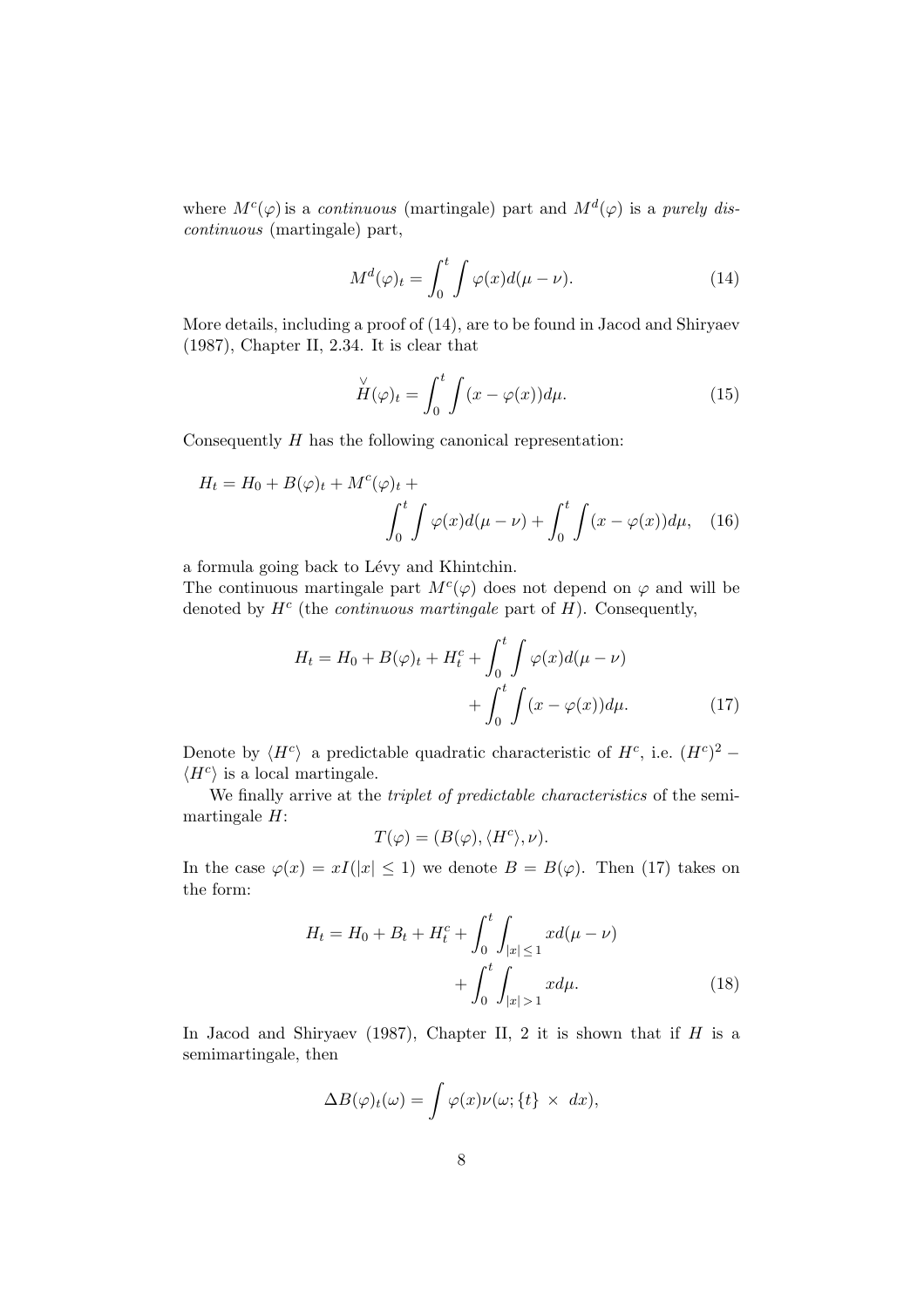where $M^c(\varphi)$ is a *continuous* (martingale) part and $M^d(\varphi)$ is a *purely discontinuous* (martingale) part,

$$M^d(\varphi)_t = \int_0^t \int \varphi(x) d(\mu - \nu). \tag{14}$$

More details, including a proof of (14), are to be found in Jacod and Shiryaev (1987), Chapter II, 2.34. It is clear that

$$\overset{\vee}{H}(\varphi)_t = \int_0^t \int (x - \varphi(x)) d\mu. \tag{15}$$

Consequently $H$ has the following canonical representation:

$$H_t = H_0 + B(\varphi)_t + M^c(\varphi)_t + \int_0^t \int \varphi(x) d(\mu - \nu) + \int_0^t \int (x - \varphi(x)) d\mu, \tag{16}$$

a formula going back to Lévy and Khintchin.
The continuous martingale part $M^c(\varphi)$ does not depend on $\varphi$ and will be denoted by $H^c$ (the *continuous martingale* part of $H$). Consequently,

$$H_t = H_0 + B(\varphi)_t + H_t^c + \int_0^t \int \varphi(x) d(\mu - \nu) + \int_0^t \int (x - \varphi(x)) d\mu. \tag{17}$$

Denote by $\langle H^c \rangle$ a predictable quadratic characteristic of $H^c$, i.e. $(H^c)^2 - \langle H^c \rangle$ is a local martingale.

We finally arrive at the *triplet of predictable characteristics* of the semimartingale $H$:

$$T(\varphi) = (B(\varphi), \langle H^c \rangle, \nu).$$

In the case $\varphi(x) = xI(|x| \leq 1)$ we denote $B = B(\varphi)$. Then (17) takes on the form:

$$H_t = H_0 + B_t + H_t^c + \int_0^t \int_{|x| \leq 1} x d(\mu - \nu) + \int_0^t \int_{|x| > 1} x d\mu. \tag{18}$$

In Jacod and Shiryaev (1987), Chapter II, 2 it is shown that if $H$ is a semimartingale, then

$$\Delta B(\varphi)_t(\omega) = \int \varphi(x) \nu(\omega; \{t\} \times dx),$$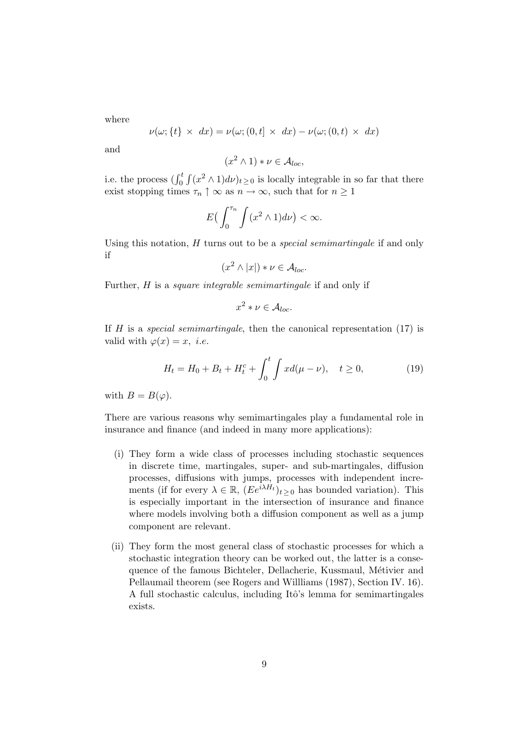where

$$\nu(\omega; \{t\} \times dx) = \nu(\omega; (0,t] \times dx) - \nu(\omega; (0,t) \times dx)$$

and

$$(x^2 \wedge 1) * \nu \in \mathcal{A}_{loc},$$

i.e. the process $(\int_0^t \int (x^2 \wedge 1) d\nu)_{t \geq 0}$ is locally integrable in so far that there exist stopping times $\tau_n \uparrow \infty$ as $n \to \infty$, such that for $n \geq 1$

$$E\big( \int_0^{\tau_n} \int (x^2 \wedge 1) d\nu \big) < \infty.$$

Using this notation, $H$ turns out to be a *special semimartingale* if and only if

$$(x^2 \wedge |x|) * \nu \in \mathcal{A}_{loc}.$$

Further, $H$ is a *square integrable semimartingale* if and only if

$$x^2 * \nu \in \mathcal{A}_{loc}.$$

If $H$ is a *special semimartingale*, then the canonical representation (17) is valid with $\varphi(x) = x$, *i.e.*

$$H_t = H_0 + B_t + H_t^c + \int_0^t \int x d(\mu - \nu), \quad t \geq 0, \tag{19}$$

with $B = B(\varphi)$.

There are various reasons why semimartingales play a fundamental role in insurance and finance (and indeed in many more applications):

(i) They form a wide class of processes including stochastic sequences in discrete time, martingales, super- and sub-martingales, diffusion processes, diffusions with jumps, processes with independent increments (if for every $\lambda \in \mathbb{R}$, $(Ee^{i\lambda H_t})_{t \geq 0}$ has bounded variation). This is especially important in the intersection of insurance and finance where models involving both a diffusion component as well as a jump component are relevant.

(ii) They form the most general class of stochastic processes for which a stochastic integration theory can be worked out, the latter is a consequence of the famous Bichteler, Dellacherie, Kussmaul, Métivier and Pellaumail theorem (see Rogers and Willliams (1987), Section IV. 16). A full stochastic calculus, including Itô's lemma for semimartingales exists.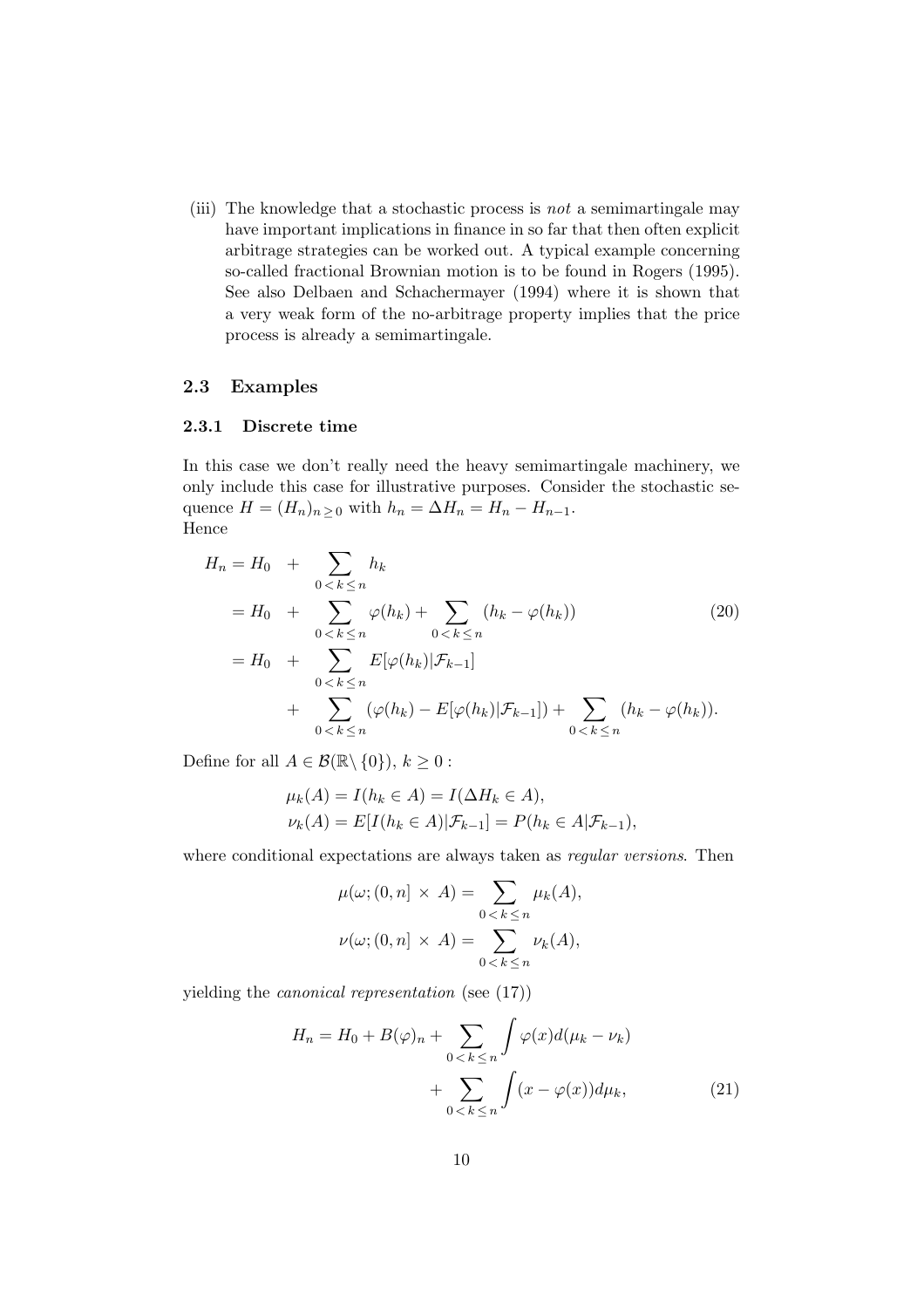(iii) The knowledge that a stochastic process is *not* a semimartingale may have important implications in finance in so far that then often explicit arbitrage strategies can be worked out. A typical example concerning so-called fractional Brownian motion is to be found in Rogers (1995). See also Delbaen and Schachermayer (1994) where it is shown that a very weak form of the no-arbitrage property implies that the price process is already a semimartingale.

## 2.3 Examples

### 2.3.1 Discrete time

In this case we don't really need the heavy semimartingale machinery, we only include this case for illustrative purposes. Consider the stochastic sequence $H = (H_n)_{n \geq 0}$ with $h_n = \Delta H_n = H_n - H_{n-1}$.
Hence

$$
\begin{aligned}
H_n = H_0 &+ \sum_{0 < k \leq n} h_k \\
= H_0 &+ \sum_{0 < k \leq n} \varphi(h_k) + \sum_{0 < k \leq n} (h_k - \varphi(h_k)) \\
= H_0 &+ \sum_{0 < k \leq n} E[\varphi(h_k)|\mathcal{F}_{k-1}] \\
&+ \sum_{0 < k \leq n} (\varphi(h_k) - E[\varphi(h_k)|\mathcal{F}_{k-1}]) + \sum_{0 < k \leq n} (h_k - \varphi(h_k)).
\end{aligned} \tag{20}
$$

Define for all $A \in \mathcal{B}(\mathbb{R} \setminus \{0\})$, $k \geq 0$ :

$$
\begin{aligned}
\mu_k(A) &= I(h_k \in A) = I(\Delta H_k \in A), \\
\nu_k(A) &= E[I(h_k \in A)|\mathcal{F}_{k-1}] = P(h_k \in A|\mathcal{F}_{k-1}),
\end{aligned}
$$

where conditional expectations are always taken as *regular versions*. Then

$$
\begin{aligned}
\mu(\omega; (0, n] \times A) &= \sum_{0 < k \leq n} \mu_k(A), \\
\nu(\omega; (0, n] \times A) &= \sum_{0 < k \leq n} \nu_k(A),
\end{aligned}
$$

yielding the *canonical representation* (see (17))

$$
\begin{aligned}
H_n = H_0 + B(\varphi)_n &+ \sum_{0 < k \leq n} \int \varphi(x) d(\mu_k - \nu_k) \\
&+ \sum_{0 < k \leq n} \int (x - \varphi(x)) d\mu_k,
\end{aligned} \tag{21}
$$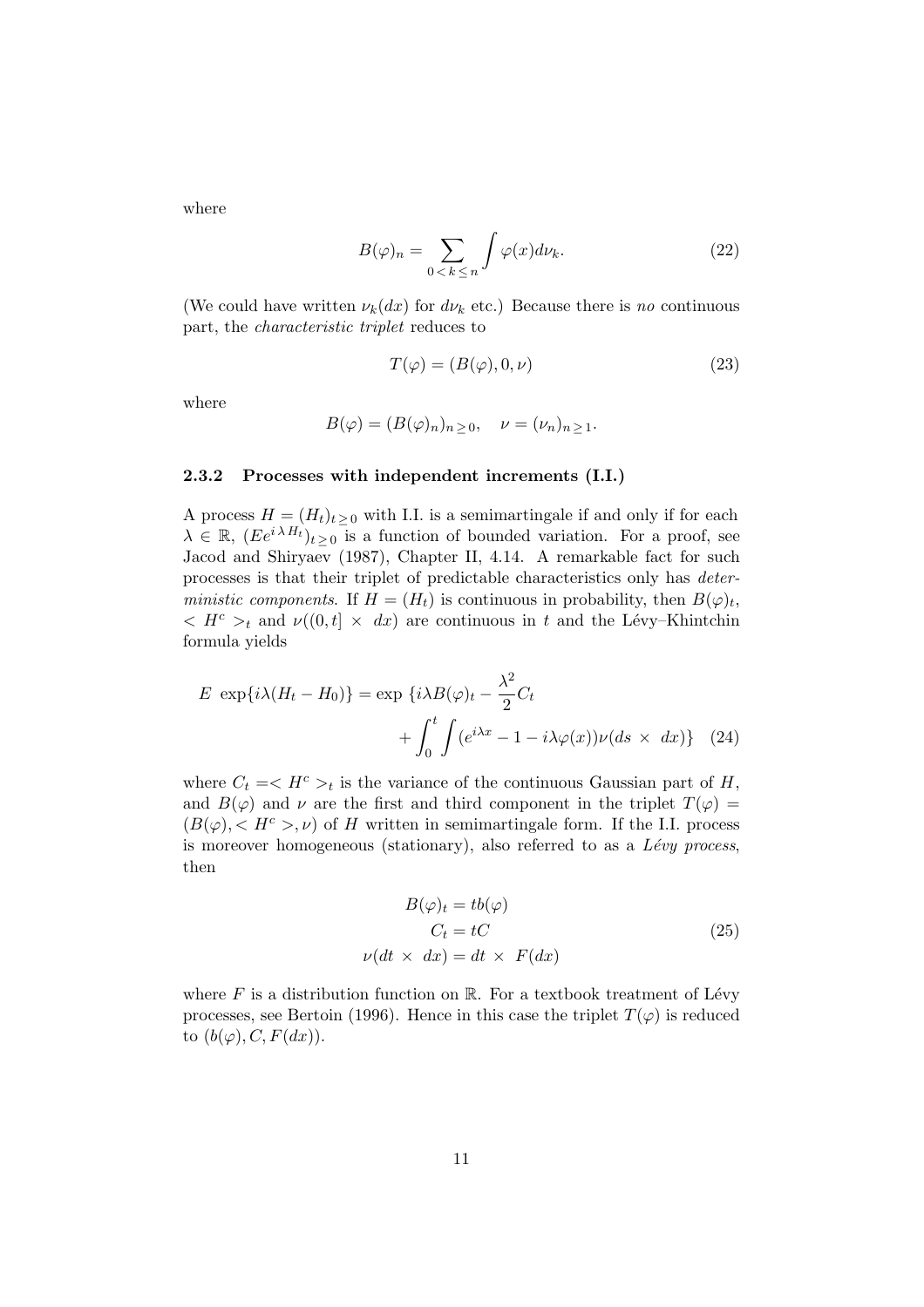where

$$B(\varphi)_n = \sum_{0 < k \leq n} \int \varphi(x) d\nu_k. \tag{22}$$

(We could have written $\nu_k(dx)$ for $d\nu_k$ etc.) Because there is *no* continuous part, the *characteristic triplet* reduces to

$$T(\varphi) = (B(\varphi), 0, \nu) \tag{23}$$

where

$$B(\varphi) = (B(\varphi)_n)_{n \geq 0}, \quad \nu = (\nu_n)_{n \geq 1}.$$

### 2.3.2 Processes with independent increments (I.I.)

A process $H = (H_t)_{t \geq 0}$ with I.I. is a semimartingale if and only if for each $\lambda \in \mathbb{R}$, $(Ee^{i \lambda H_t})_{t \geq 0}$ is a function of bounded variation. For a proof, see Jacod and Shiryaev (1987), Chapter II, 4.14. A remarkable fact for such processes is that their triplet of predictable characteristics only has *deterministic components*. If $H = (H_t)$ is continuous in probability, then $B(\varphi)_t$, $< H^c >_t$ and $\nu((0,t] \times dx)$ are continuous in $t$ and the Lévy–Khintchin formula yields

$$\begin{aligned} E \ \exp\{i\lambda(H_t - H_0)\} = \exp \ \{i\lambda B(\varphi)_t - \frac{\lambda^2}{2} C_t \\ + \int_0^t \int (e^{i\lambda x} - 1 - i\lambda\varphi(x))\nu(ds \times dx)\} \end{aligned} \tag{24}$$

where $C_t =< H^c >_t$ is the variance of the continuous Gaussian part of $H$, and $B(\varphi)$ and $\nu$ are the first and third component in the triplet $T(\varphi) = (B(\varphi), < H^c >, \nu)$ of $H$ written in semimartingale form. If the I.I. process is moreover homogeneous (stationary), also referred to as a *Lévy process*, then

$$\begin{aligned} B(\varphi)_t &= tb(\varphi) \\ C_t &= tC \\ \nu(dt \times dx) &= dt \times F(dx) \end{aligned} \tag{25}$$

where $F$ is a distribution function on $\mathbb{R}$. For a textbook treatment of Lévy processes, see Bertoin (1996). Hence in this case the triplet $T(\varphi)$ is reduced to $(b(\varphi), C, F(dx))$.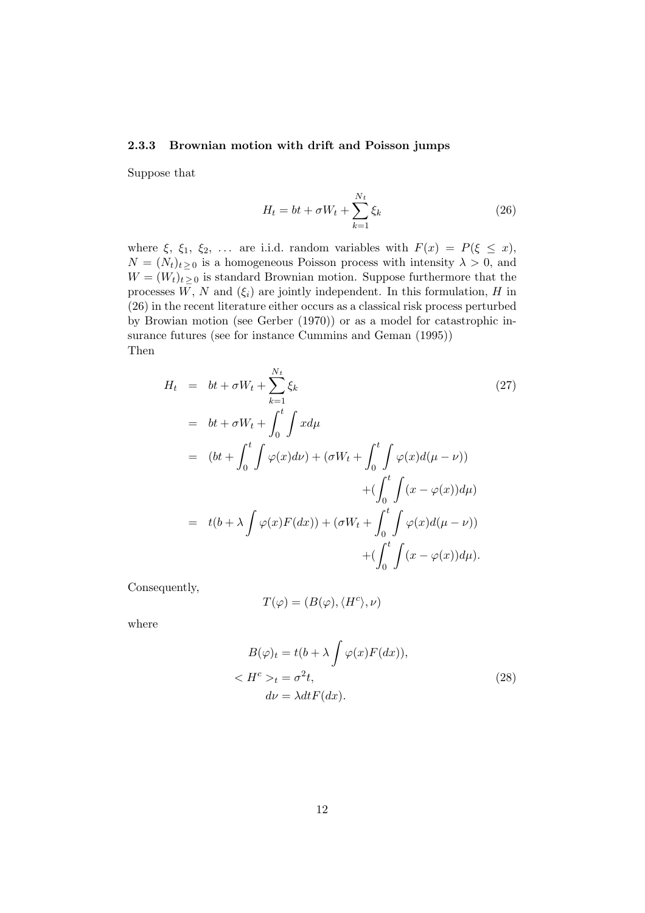#### 2.3.3 Brownian motion with drift and Poisson jumps

Suppose that

$$H_t = bt + \sigma W_t + \sum_{k=1}^{N_t} \xi_k \tag{26}$$

where $\xi,\ \xi_1,\ \xi_2,\ \ldots$ are i.i.d. random variables with $F(x) = P(\xi \leq x)$, $N = (N_t)_{t \geq 0}$ is a homogeneous Poisson process with intensity $\lambda > 0$, and $W = (W_t)_{t \geq 0}$ is standard Brownian motion. Suppose furthermore that the processes $W$, $N$ and $(\xi_i)$ are jointly independent. In this formulation, $H$ in (26) in the recent literature either occurs as a classical risk process perturbed by Browian motion (see Gerber (1970)) or as a model for catastrophic insurance futures (see for instance Cummins and Geman (1995))
Then

$$\begin{aligned}
H_t &= bt + \sigma W_t + \sum_{k=1}^{N_t} \xi_k \qquad\qquad (27)\\
&= bt + \sigma W_t + \int_0^t \int x d\mu \\
&= (bt + \int_0^t \int \varphi(x) d\nu) + (\sigma W_t + \int_0^t \int \varphi(x) d(\mu - \nu)) \\
&\qquad + (\int_0^t \int (x - \varphi(x)) d\mu) \\
&= t(b + \lambda \int \varphi(x) F(dx)) + (\sigma W_t + \int_0^t \int \varphi(x) d(\mu - \nu)) \\
&\qquad + (\int_0^t \int (x - \varphi(x)) d\mu).
\end{aligned}$$

Consequently,

$$T(\varphi) = (B(\varphi), \langle H^c \rangle, \nu)$$

where

$$\begin{aligned}
B(\varphi)_t &= t(b + \lambda \int \varphi(x) F(dx)), \\
< H^c >_t &= \sigma^2 t, \qquad\qquad (28)\\
d\nu &= \lambda dt F(dx).
\end{aligned}$$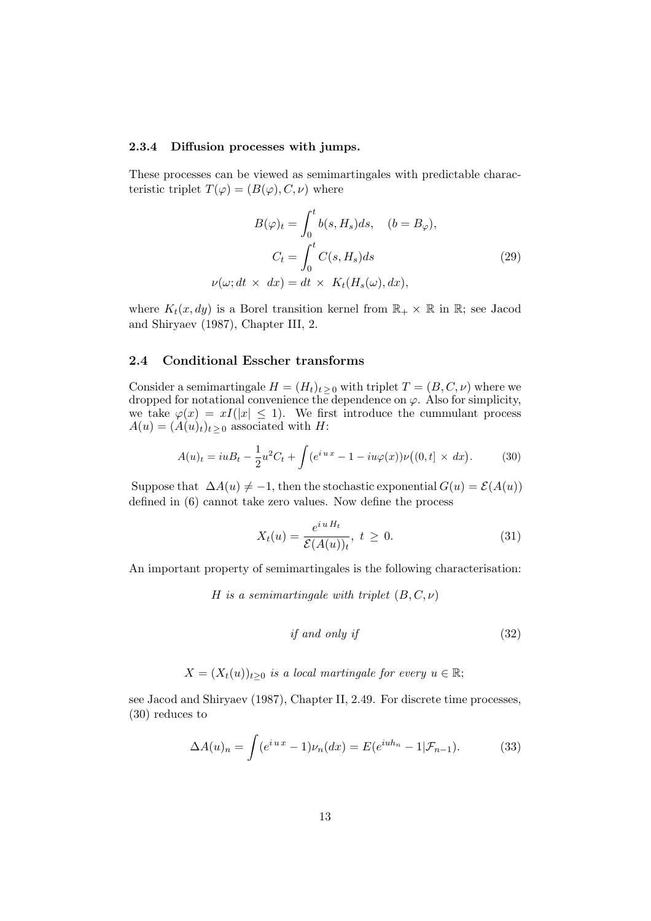#### 2.3.4 Diffusion processes with jumps.

These processes can be viewed as semimartingales with predictable characteristic triplet $T(\varphi) = (B(\varphi), C, \nu)$ where

$$
\begin{aligned}
B(\varphi)_t &= \int_0^t b(s, H_s)ds, \quad (b = B_\varphi), \\
C_t &= \int_0^t C(s, H_s)ds \\
\nu(\omega; dt \times dx) &= dt \times K_t(H_s(\omega), dx),
\end{aligned}
\tag{29}
$$

where $K_t(x, dy)$ is a Borel transition kernel from $\mathbb{R}_+ \times \mathbb{R}$ in $\mathbb{R}$; see Jacod and Shiryaev (1987), Chapter III, 2.

### 2.4 Conditional Esscher transforms

Consider a semimartingale $H = (H_t)_{t \geq 0}$ with triplet $T = (B, C, \nu)$ where we dropped for notational convenience the dependence on $\varphi$. Also for simplicity, we take $\varphi(x) = xI(|x| \leq 1)$. We first introduce the cummulant process $A(u) = (A(u)_t)_{t \geq 0}$ associated with $H$:

$$
A(u)_t = iuB_t - \frac{1}{2}u^2 C_t + \int (e^{i\,u\,x} - 1 - iu\varphi(x))\nu\big((0,t] \times dx\big). \tag{30}
$$

Suppose that $\Delta A(u) \neq -1$, then the stochastic exponential $G(u) = \mathcal{E}(A(u))$ defined in (6) cannot take zero values. Now define the process

$$
X_t(u) = \frac{e^{i\,u\,H_t}}{\mathcal{E}(A(u))_t}, \; t \geq 0. \tag{31}
$$

An important property of semimartingales is the following characterisation:

*$H$ is a semimartingale with triplet $(B, C, \nu)$*

$$
\textit{if and only if} \tag{32}
$$

*$X = (X_t(u))_{t \geq 0}$ is a local martingale for every $u \in \mathbb{R}$;*

see Jacod and Shiryaev (1987), Chapter II, 2.49. For discrete time processes, (30) reduces to

$$
\Delta A(u)_n = \int (e^{i\,u\,x} - 1)\nu_n(dx) = E(e^{iuh_n} - 1|\mathcal{F}_{n-1}). \tag{33}
$$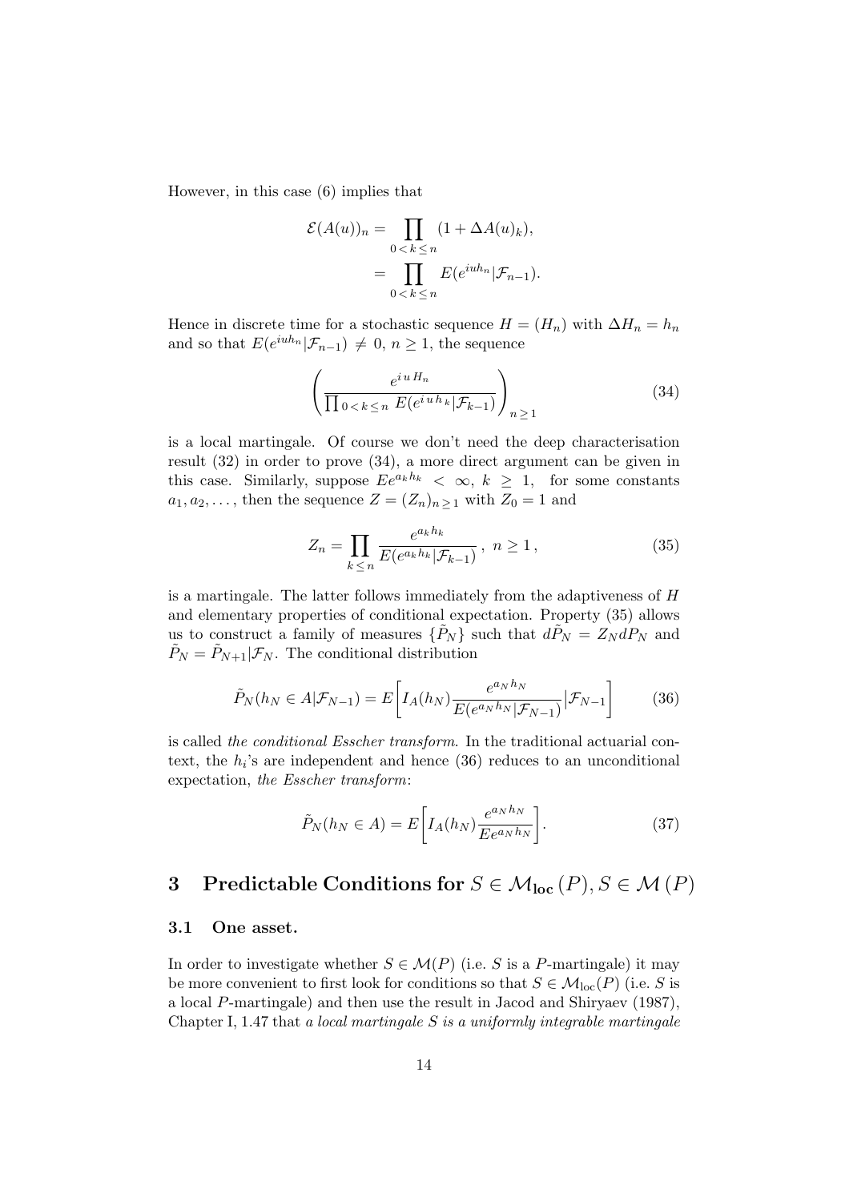However, in this case (6) implies that

$$\mathcal{E}(A(u))_n = \prod_{0<k\leq n} (1 + \Delta A(u)_k),$$
$$= \prod_{0<k\leq n} E(e^{iuh_n}|\mathcal{F}_{n-1}).$$

Hence in discrete time for a stochastic sequence $H = (H_n)$ with $\Delta H_n = h_n$ and so that $E(e^{iuh_n}|\mathcal{F}_{n-1}) \neq 0$, $n \geq 1$, the sequence

$$\left( \frac{e^{i\,u\,H_n}}{\prod_{0<k\leq n} E(e^{i\,u\,h_k}|\mathcal{F}_{k-1})} \right)_{n\geq 1} \tag{34}$$

is a local martingale. Of course we don't need the deep characterisation result (32) in order to prove (34), a more direct argument can be given in this case. Similarly, suppose $Ee^{a_k h_k} < \infty$, $k \geq 1$, for some constants $a_1, a_2, \ldots$, then the sequence $Z = (Z_n)_{n\geq 1}$ with $Z_0 = 1$ and

$$Z_n = \prod_{k\leq n} \frac{e^{a_k h_k}}{E(e^{a_k h_k}|\mathcal{F}_{k-1})}\,,\ n \geq 1\,, \tag{35}$$

is a martingale. The latter follows immediately from the adaptiveness of $H$ and elementary properties of conditional expectation. Property (35) allows us to construct a family of measures $\{\tilde{P}_N\}$ such that $d\tilde{P}_N = Z_N dP_N$ and $\tilde{P}_N = \tilde{P}_{N+1}|\mathcal{F}_N$. The conditional distribution

$$\tilde{P}_N(h_N \in A|\mathcal{F}_{N-1}) = E\bigg[ I_A(h_N) \frac{e^{a_N h_N}}{E(e^{a_N h_N}|\mathcal{F}_{N-1})} \Big| \mathcal{F}_{N-1} \bigg] \tag{36}$$

is called *the conditional Esscher transform*. In the traditional actuarial context, the $h_i$'s are independent and hence (36) reduces to an unconditional expectation, *the Esscher transform*:

$$\tilde{P}_N(h_N \in A) = E\bigg[ I_A(h_N) \frac{e^{a_N h_N}}{Ee^{a_N h_N}} \bigg]. \tag{37}$$

# 3 Predictable Conditions for $S \in \mathcal{M}_{\mathbf{loc}}(P), S \in \mathcal{M}(P)$

## 3.1 One asset.

In order to investigate whether $S \in \mathcal{M}(P)$ (i.e. $S$ is a $P$-martingale) it may be more convenient to first look for conditions so that $S \in \mathcal{M}_{\mathrm{loc}}(P)$ (i.e. $S$ is a local $P$-martingale) and then use the result in Jacod and Shiryaev (1987), Chapter I, 1.47 that *a local martingale $S$ is a uniformly integrable martingale*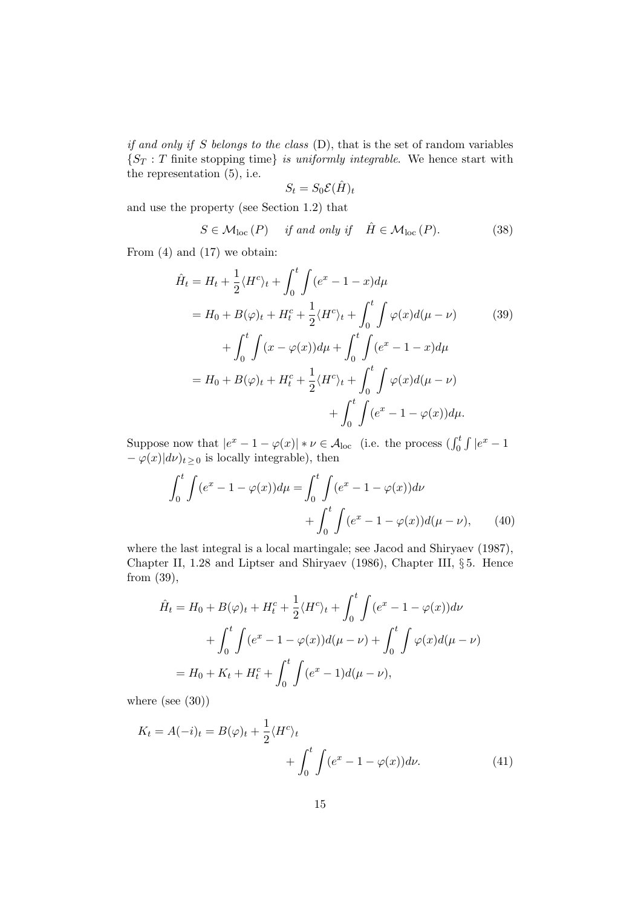*if and only if $S$ belongs to the class* (D), that is the set of random variables $\{S_T : T \text{ finite stopping time}\}$ *is uniformly integrable*. We hence start with the representation (5), i.e.

$$S_t = S_0 \mathcal{E}(\hat{H})_t$$

and use the property (see Section 1.2) that

$$S \in \mathcal{M}_{\text{loc}}(P) \quad \text{if and only if} \quad \hat{H} \in \mathcal{M}_{\text{loc}}(P). \tag{38}$$

From (4) and (17) we obtain:

$$\begin{aligned}
\hat{H}_t &= H_t + \frac{1}{2}\langle H^c \rangle_t + \int_0^t \int (e^x - 1 - x) d\mu \\
&= H_0 + B(\varphi)_t + H_t^c + \frac{1}{2}\langle H^c \rangle_t + \int_0^t \int \varphi(x) d(\mu - \nu) \\
&\quad + \int_0^t \int (x - \varphi(x)) d\mu + \int_0^t \int (e^x - 1 - x) d\mu \\
&= H_0 + B(\varphi)_t + H_t^c + \frac{1}{2}\langle H^c \rangle_t + \int_0^t \int \varphi(x) d(\mu - \nu) \\
&\quad + \int_0^t \int (e^x - 1 - \varphi(x)) d\mu.
\end{aligned} \tag{39}$$

Suppose now that $|e^x - 1 - \varphi(x)| * \nu \in \mathcal{A}_{\text{loc}}$ (i.e. the process $(\int_0^t \int |e^x - 1 - \varphi(x)| d\nu)_{t \geq 0}$ is locally integrable), then

$$\begin{aligned}
\int_0^t \int (e^x - 1 - \varphi(x)) d\mu &= \int_0^t \int (e^x - 1 - \varphi(x)) d\nu \\
&\quad + \int_0^t \int (e^x - 1 - \varphi(x)) d(\mu - \nu),
\end{aligned} \tag{40}$$

where the last integral is a local martingale; see Jacod and Shiryaev (1987), Chapter II, 1.28 and Liptser and Shiryaev (1986), Chapter III, § 5. Hence from (39),

$$\begin{aligned}
\hat{H}_t &= H_0 + B(\varphi)_t + H_t^c + \frac{1}{2}\langle H^c \rangle_t + \int_0^t \int (e^x - 1 - \varphi(x)) d\nu \\
&\quad + \int_0^t \int (e^x - 1 - \varphi(x)) d(\mu - \nu) + \int_0^t \int \varphi(x) d(\mu - \nu) \\
&= H_0 + K_t + H_t^c + \int_0^t \int (e^x - 1) d(\mu - \nu),
\end{aligned}$$

where (see (30))

$$\begin{aligned}
K_t = A(-i)_t &= B(\varphi)_t + \frac{1}{2}\langle H^c \rangle_t \\
&\quad + \int_0^t \int (e^x - 1 - \varphi(x)) d\nu.
\end{aligned} \tag{41}$$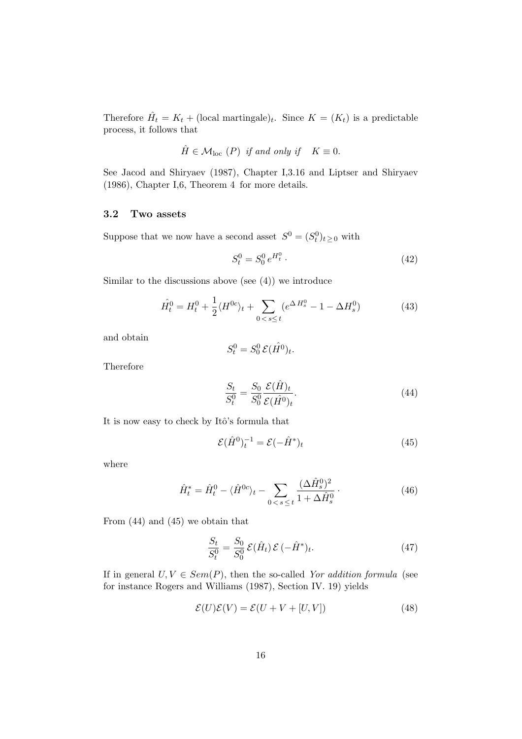Therefore $\hat{H}_t = K_t + (\text{local martingale})_t$. Since $K = (K_t)$ is a predictable process, it follows that

$$\hat{H} \in \mathcal{M}_{\text{loc}}\ (P) \ \textit{if and only if} \quad K \equiv 0.$$

See Jacod and Shiryaev (1987), Chapter I,3.16 and Liptser and Shiryaev (1986), Chapter I,6, Theorem 4 for more details.

### 3.2 Two assets

Suppose that we now have a second asset $S^0 = (S^0_t)_{t \geq 0}$ with

$$S^0_t = S^0_0\, e^{H^0_t}\,. \tag{42}$$

Similar to the discussions above (see (4)) we introduce

$$\hat{H^0_t} = H^0_t + \frac{1}{2}\langle H^{0c}\rangle_t + \sum_{0\,<\,s \leq\, t} (e^{\Delta\, H^0_s} - 1 - \Delta H^0_s) \tag{43}$$

and obtain

$$S^0_t = S^0_0\, \mathcal{E}(\hat{H}^0)_t.$$

Therefore

$$\frac{S_t}{S^0_t} = \frac{S_0}{S^0_0}\frac{\mathcal{E}(\hat{H})_t}{\mathcal{E}(\hat{H}^0)_t}. \tag{44}$$

It is now easy to check by Itô's formula that

$$\mathcal{E}(\hat{H}^0)^{-1}_t = \mathcal{E}(-\hat{H}^*)_t \tag{45}$$

where

$$\hat{H}^*_t = \hat{H}^0_t - \langle \hat{H}^{0c}\rangle_t - \sum_{0\,<\,s\,\leq\,t} \frac{(\Delta \hat{H}^0_s)^2}{1 + \Delta \hat{H}^0_s}\,. \tag{46}$$

From (44) and (45) we obtain that

$$\frac{S_t}{S^0_t} = \frac{S_0}{S^0_0}\, \mathcal{E}(\hat{H}_t)\, \mathcal{E}\,(-\hat{H}^*)_t. \tag{47}$$

If in general $U, V \in Sem(P)$, then the so-called *Yor addition formula* (see for instance Rogers and Williams (1987), Section IV. 19) yields

$$\mathcal{E}(U)\mathcal{E}(V) = \mathcal{E}(U + V + [U, V]) \tag{48}$$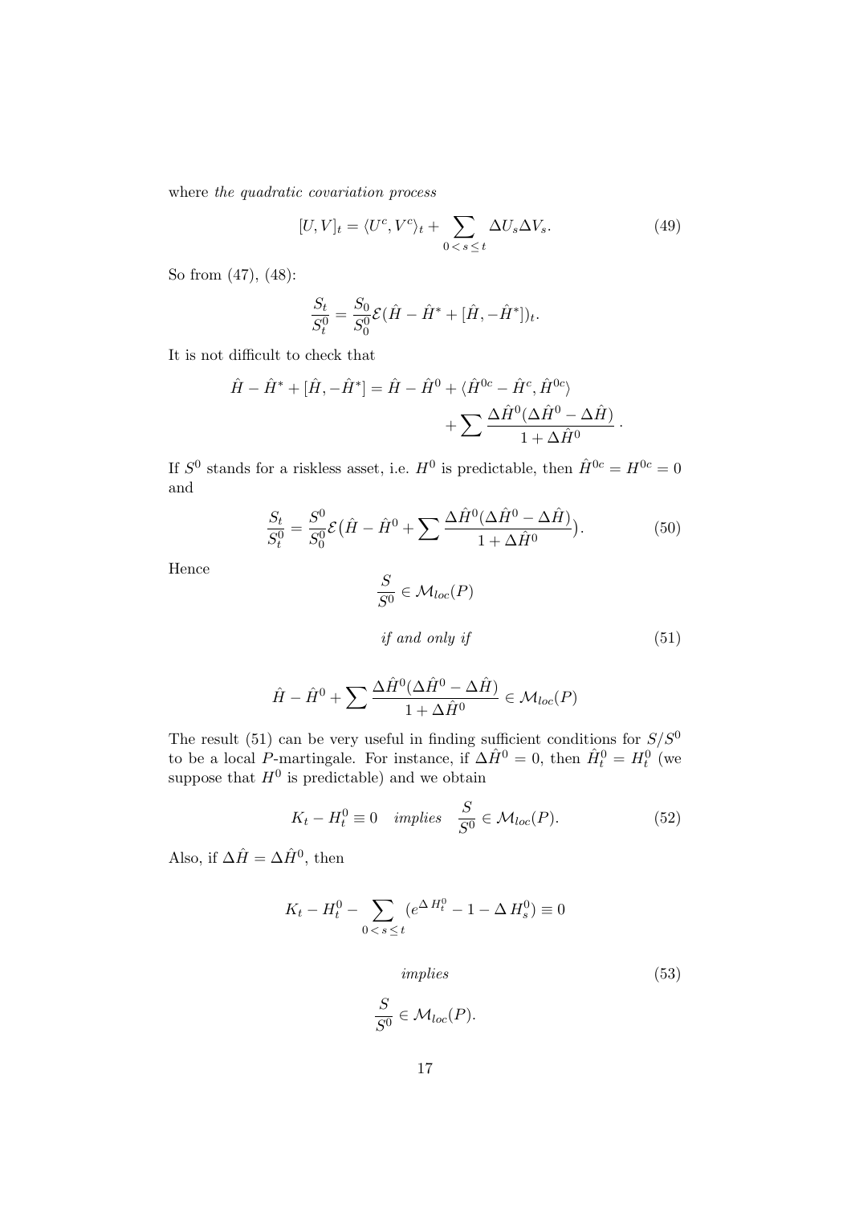where *the quadratic covariation process*

$$[U, V]_t = \langle U^c, V^c \rangle_t + \sum_{0 < s \leq t} \Delta U_s \Delta V_s. \tag{49}$$

So from (47), (48):

$$\frac{S_t}{S^0_t} = \frac{S_0}{S^0_0} \mathcal{E}(\hat{H} - \hat{H}^* + [\hat{H}, -\hat{H}^*])_t.$$

It is not difficult to check that

$$\hat{H} - \hat{H}^* + [\hat{H}, -\hat{H}^*] = \hat{H} - \hat{H}^0 + \langle \hat{H}^{0c} - \hat{H}^c, \hat{H}^{0c} \rangle + \sum \frac{\Delta \hat{H}^0 (\Delta \hat{H}^0 - \Delta \hat{H})}{1 + \Delta \hat{H}^0} \,.$$

If $S^0$ stands for a riskless asset, i.e. $H^0$ is predictable, then $\hat{H}^{0c} = H^{0c} = 0$ and

$$\frac{S_t}{S^0_t} = \frac{S^0}{S^0_0} \mathcal{E}\big(\hat{H} - \hat{H}^0 + \sum \frac{\Delta \hat{H}^0 (\Delta \hat{H}^0 - \Delta \hat{H})}{1 + \Delta \hat{H}^0}\big). \tag{50}$$

Hence

$$\frac{S}{S^0} \in \mathcal{M}_{loc}(P)$$

$$\textit{if and only if} \tag{51}$$

$$\hat{H} - \hat{H}^0 + \sum \frac{\Delta \hat{H}^0 (\Delta \hat{H}^0 - \Delta \hat{H})}{1 + \Delta \hat{H}^0} \in \mathcal{M}_{loc}(P)$$

The result (51) can be very useful in finding sufficient conditions for $S/S^0$ to be a local $P$-martingale. For instance, if $\Delta \hat{H}^0 = 0$, then $\hat{H}^0_t = H^0_t$ (we suppose that $H^0$ is predictable) and we obtain

$$K_t - H^0_t \equiv 0 \quad \textit{implies} \quad \frac{S}{S^0} \in \mathcal{M}_{loc}(P). \tag{52}$$

Also, if $\Delta \hat{H} = \Delta \hat{H}^0$, then

$$K_t - H^0_t - \sum_{0 < s \leq t} (e^{\Delta H^0_t} - 1 - \Delta H^0_s) \equiv 0$$

$$\textit{implies} \tag{53}$$

$$\frac{S}{S^0} \in \mathcal{M}_{loc}(P).$$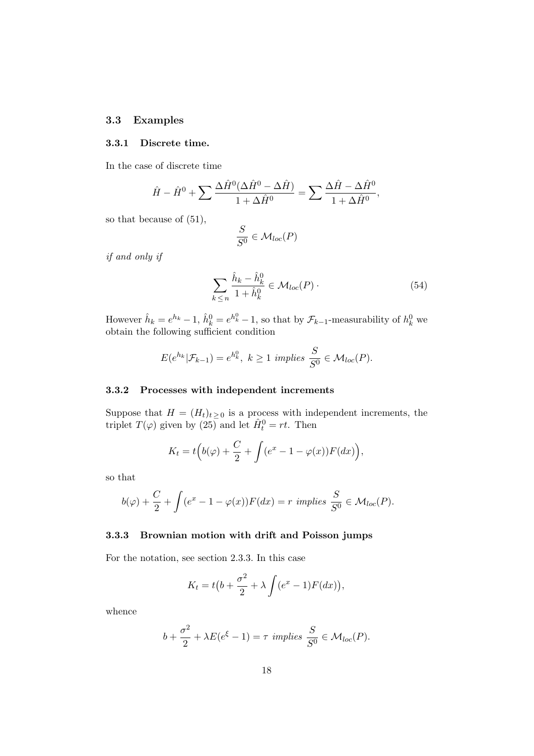### 3.3 Examples

#### 3.3.1 Discrete time.

In the case of discrete time

$$\hat{H} - \hat{H}^0 + \sum \frac{\Delta \hat{H}^0 (\Delta \hat{H}^0 - \Delta \hat{H})}{1 + \Delta \hat{H}^0} = \sum \frac{\Delta \hat{H} - \Delta \hat{H}^0}{1 + \Delta \hat{H}^0},$$

so that because of (51),

$$\frac{S}{S^0} \in \mathcal{M}_{loc}(P)$$

*if and only if*

$$\sum_{k \leq n} \frac{\hat{h}_k - \hat{h}_k^0}{1 + \hat{h}_k^0} \in \mathcal{M}_{loc}(P) \cdot \tag{54}$$

However $\hat{h}_k = e^{h_k} - 1$, $\hat{h}_k^0 = e^{h_k^0} - 1$, so that by $\mathcal{F}_{k-1}$-measurability of $h_k^0$ we obtain the following sufficient condition

$$E(e^{h_k} | \mathcal{F}_{k-1}) = e^{h_k^0}, \ k \geq 1 \ \textit{implies} \ \frac{S}{S^0} \in \mathcal{M}_{loc}(P).$$

#### 3.3.2 Processes with independent increments

Suppose that $H = (H_t)_{t \geq 0}$ is a process with independent increments, the triplet $T(\varphi)$ given by (25) and let $\hat{H}_t^0 = rt$. Then

$$K_t = t\Big(b(\varphi) + \frac{C}{2} + \int (e^x - 1 - \varphi(x)) F(dx)\Big),$$

so that

$$b(\varphi) + \frac{C}{2} + \int (e^x - 1 - \varphi(x)) F(dx) = r \ \textit{implies} \ \frac{S}{S^0} \in \mathcal{M}_{loc}(P).$$

#### 3.3.3 Brownian motion with drift and Poisson jumps

For the notation, see section 2.3.3. In this case

$$K_t = t\big(b + \frac{\sigma^2}{2} + \lambda \int (e^x - 1) F(dx)\big),$$

whence

$$b + \frac{\sigma^2}{2} + \lambda E(e^{\xi} - 1) = \tau \ \textit{implies} \ \frac{S}{S^0} \in \mathcal{M}_{loc}(P).$$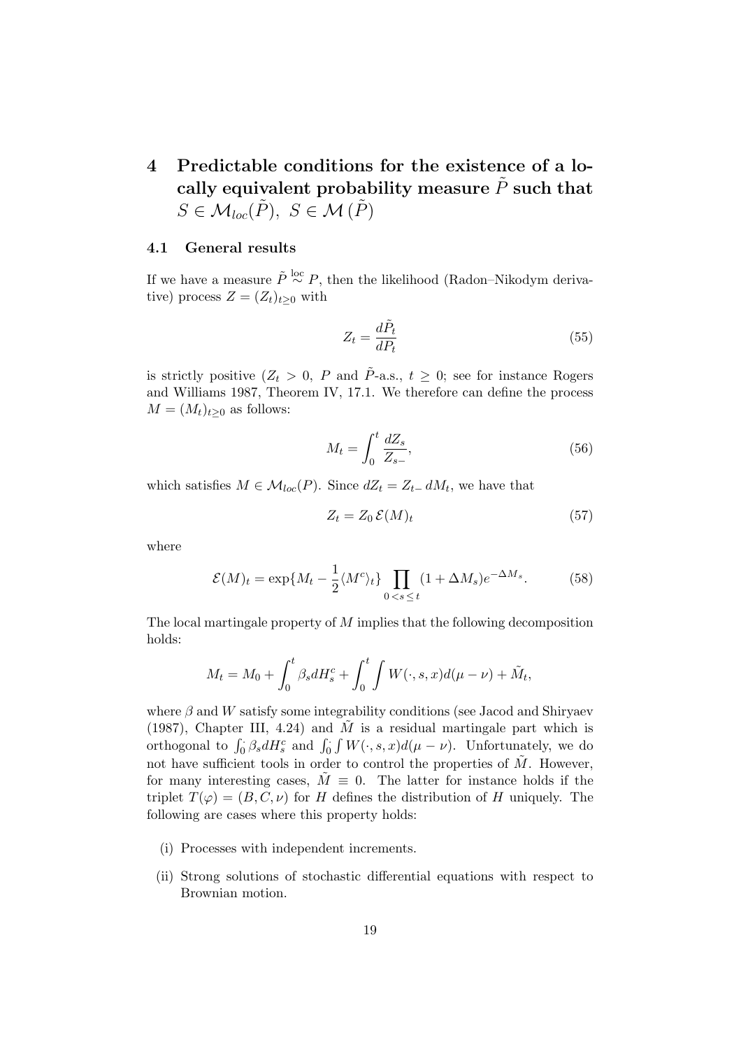# 4 Predictable conditions for the existence of a locally equivalent probability measure $\tilde{P}$ such that $S \in \mathcal{M}_{loc}(\tilde{P}),\ S \in \mathcal{M}\,(\tilde{P})$

## 4.1 General results

If we have a measure $\tilde{P} \overset{\text{loc}}{\sim} P$, then the likelihood (Radon–Nikodym derivative) process $Z = (Z_t)_{t \geq 0}$ with

$$Z_t = \frac{d\tilde{P}_t}{dP_t} \tag{55}$$

is strictly positive ($Z_t > 0$, $P$ and $\tilde{P}$-a.s., $t \geq 0$; see for instance Rogers and Williams 1987, Theorem IV, 17.1. We therefore can define the process $M = (M_t)_{t \geq 0}$ as follows:

$$M_t = \int_0^t \frac{dZ_s}{Z_{s-}}, \tag{56}$$

which satisfies $M \in \mathcal{M}_{loc}(P)$. Since $dZ_t = Z_{t-}\, dM_t$, we have that

$$Z_t = Z_0\, \mathcal{E}(M)_t \tag{57}$$

where

$$\mathcal{E}(M)_t = \exp\{M_t - \frac{1}{2}\langle M^c \rangle_t\} \prod_{0 < s \leq t} (1 + \Delta M_s) e^{-\Delta M_s}. \tag{58}$$

The local martingale property of $M$ implies that the following decomposition holds:

$$M_t = M_0 + \int_0^t \beta_s dH_s^c + \int_0^t \int W(\cdot, s, x) d(\mu - \nu) + \tilde{M}_t,$$

where $\beta$ and $W$ satisfy some integrability conditions (see Jacod and Shiryaev (1987), Chapter III, 4.24) and $\tilde{M}$ is a residual martingale part which is orthogonal to $\int_0^{\cdot} \beta_s dH_s^c$ and $\int_0^{\cdot} \int W(\cdot, s, x) d(\mu - \nu)$. Unfortunately, we do not have sufficient tools in order to control the properties of $\tilde{M}$. However, for many interesting cases, $\tilde{M} \equiv 0$. The latter for instance holds if the triplet $T(\varphi) = (B, C, \nu)$ for $H$ defines the distribution of $H$ uniquely. The following are cases where this property holds:

(i) Processes with independent increments.

(ii) Strong solutions of stochastic differential equations with respect to Brownian motion.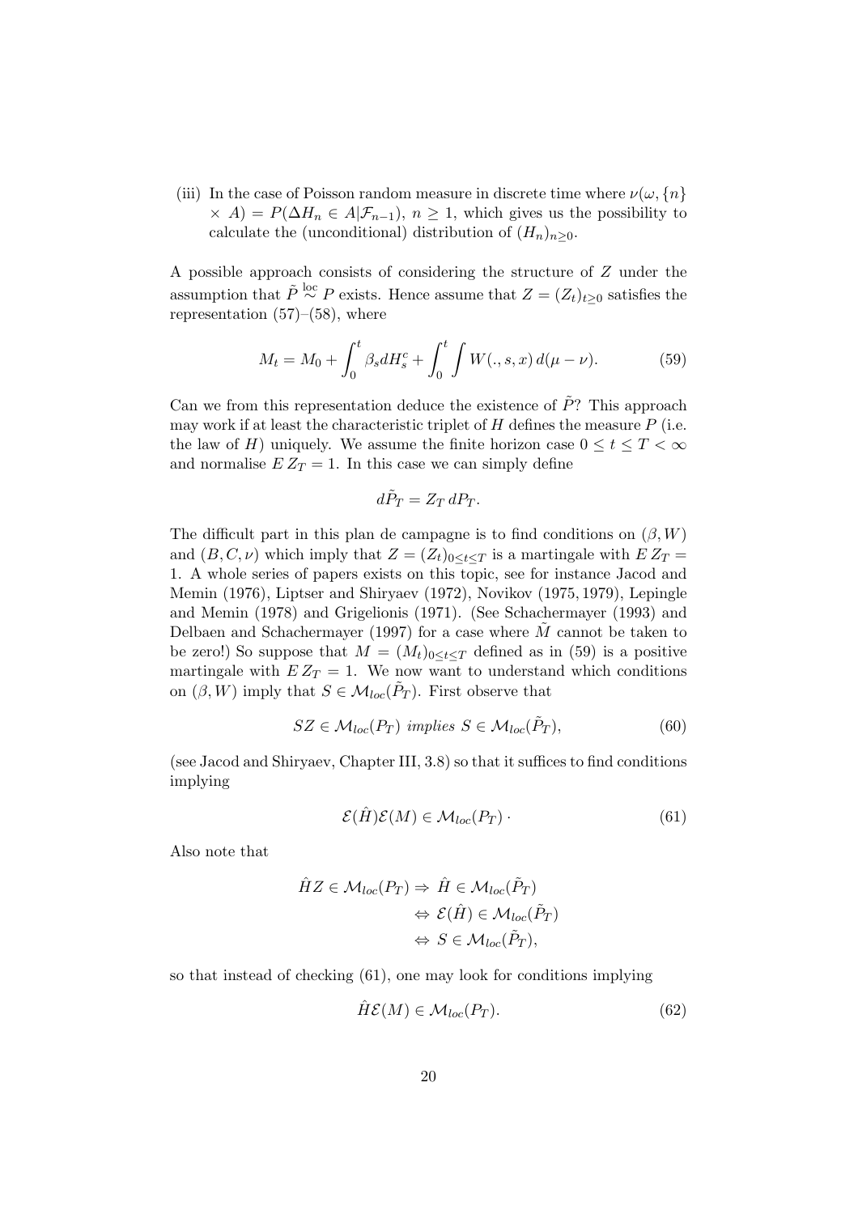(iii) In the case of Poisson random measure in discrete time where $\nu(\omega, \{n\} \times A) = P(\Delta H_n \in A | \mathcal{F}_{n-1})$, $n \geq 1$, which gives us the possibility to calculate the (unconditional) distribution of $(H_n)_{n \geq 0}$.

A possible approach consists of considering the structure of $Z$ under the assumption that $\tilde{P} \overset{\text{loc}}{\sim} P$ exists. Hence assume that $Z = (Z_t)_{t \geq 0}$ satisfies the representation (57)–(58), where

$$M_t = M_0 + \int_0^t \beta_s dH_s^c + \int_0^t \int W(., s, x)\, d(\mu - \nu). \tag{59}$$

Can we from this representation deduce the existence of $\tilde{P}$? This approach may work if at least the characteristic triplet of $H$ defines the measure $P$ (i.e. the law of $H$) uniquely. We assume the finite horizon case $0 \leq t \leq T < \infty$ and normalise $E\, Z_T = 1$. In this case we can simply define

$$d\tilde{P}_T = Z_T\, dP_T.$$

The difficult part in this plan de campagne is to find conditions on $(\beta, W)$ and $(B, C, \nu)$ which imply that $Z = (Z_t)_{0 \leq t \leq T}$ is a martingale with $E\, Z_T = 1$. A whole series of papers exists on this topic, see for instance Jacod and Memin (1976), Liptser and Shiryaev (1972), Novikov (1975, 1979), Lepingle and Memin (1978) and Grigelionis (1971). (See Schachermayer (1993) and Delbaen and Schachermayer (1997) for a case where $\tilde{M}$ cannot be taken to be zero!) So suppose that $M = (M_t)_{0 \leq t \leq T}$ defined as in (59) is a positive martingale with $E\, Z_T = 1$. We now want to understand which conditions on $(\beta, W)$ imply that $S \in \mathcal{M}_{loc}(\tilde{P}_T)$. First observe that

$$SZ \in \mathcal{M}_{loc}(P_T) \text{ implies } S \in \mathcal{M}_{loc}(\tilde{P}_T), \tag{60}$$

(see Jacod and Shiryaev, Chapter III, 3.8) so that it suffices to find conditions implying

$$\mathcal{E}(\hat{H})\mathcal{E}(M) \in \mathcal{M}_{loc}(P_T)\,. \tag{61}$$

Also note that

$$\begin{aligned}
\hat{H}Z \in \mathcal{M}_{loc}(P_T) &\Rightarrow \hat{H} \in \mathcal{M}_{loc}(\tilde{P}_T) \\
&\Leftrightarrow \mathcal{E}(\hat{H}) \in \mathcal{M}_{loc}(\tilde{P}_T) \\
&\Leftrightarrow S \in \mathcal{M}_{loc}(\tilde{P}_T),
\end{aligned}$$

so that instead of checking (61), one may look for conditions implying

$$\hat{H}\mathcal{E}(M) \in \mathcal{M}_{loc}(P_T). \tag{62}$$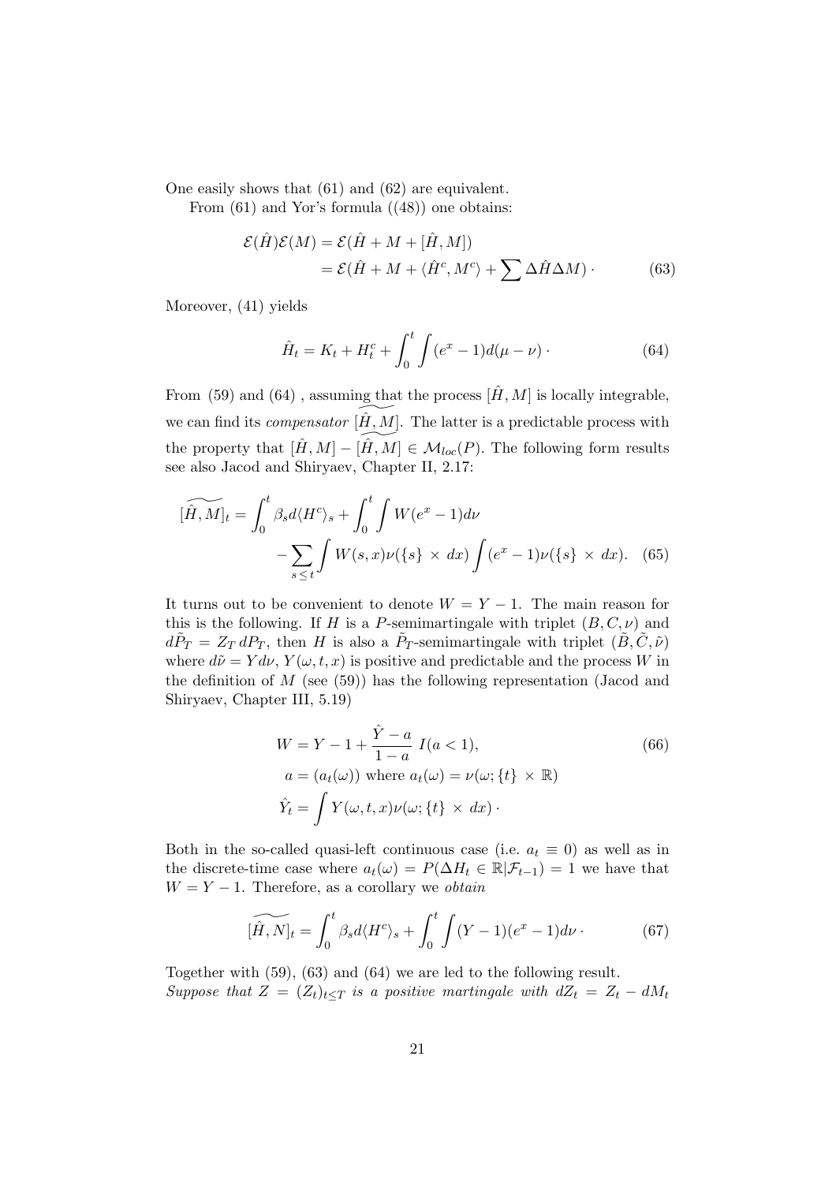One easily shows that (61) and (62) are equivalent.

From (61) and Yor's formula ((48)) one obtains:

$$
\begin{aligned}
\mathcal{E}(\hat{H})\mathcal{E}(M) &= \mathcal{E}(\hat{H} + M + [\hat{H}, M]) \\
&= \mathcal{E}(\hat{H} + M + \langle \hat{H}^c, M^c \rangle + \sum \Delta \hat{H} \Delta M) \cdot
\end{aligned} \tag{63}
$$

Moreover, (41) yields

$$
\hat{H}_t = K_t + H_t^c + \int_0^t \int (e^x - 1) d(\mu - \nu) \cdot \tag{64}
$$

From (59) and (64) , assuming that the process $[\hat{H}, M]$ is locally integrable, we can find its *compensator* $\widetilde{[\hat{H}, M]}$. The latter is a predictable process with the property that $[\hat{H}, M] - \widetilde{[\hat{H}, M]} \in \mathcal{M}_{loc}(P)$. The following form results see also Jacod and Shiryaev, Chapter II, 2.17:

$$
\begin{aligned}
\widetilde{[\hat{H}, M]}_t = \int_0^t \beta_s d\langle H^c \rangle_s &+ \int_0^t \int W(e^x - 1) d\nu \\
&- \sum_{s \leq t} \int W(s, x) \nu(\{s\} \times dx) \int (e^x - 1) \nu(\{s\} \times dx).
\end{aligned} \tag{65}
$$

It turns out to be convenient to denote $W = Y - 1$. The main reason for this is the following. If $H$ is a $P$-semimartingale with triplet $(B, C, \nu)$ and $d\tilde{P}_T = Z_T \, dP_T$, then $H$ is also a $\tilde{P}_T$-semimartingale with triplet $(\tilde{B}, \tilde{C}, \tilde{\nu})$ where $d\tilde{\nu} = Y d\nu$, $Y(\omega, t, x)$ is positive and predictable and the process $W$ in the definition of $M$ (see (59)) has the following representation (Jacod and Shiryaev, Chapter III, 5.19)

$$
\begin{aligned}
W &= Y - 1 + \frac{\hat{Y} - a}{1 - a} \, I(a < 1), \\
a &= (a_t(\omega)) \text{ where } a_t(\omega) = \nu(\omega; \{t\} \times \mathbb{R}) \\
\hat{Y}_t &= \int Y(\omega, t, x) \nu(\omega; \{t\} \times dx) \cdot
\end{aligned} \tag{66}
$$

Both in the so-called quasi-left continuous case (i.e. $a_t \equiv 0$) as well as in the discrete-time case where $a_t(\omega) = P(\Delta H_t \in \mathbb{R} | \mathcal{F}_{t-1}) = 1$ we have that $W = Y - 1$. Therefore, as a corollary we *obtain*

$$
\widetilde{[\hat{H}, N]}_t = \int_0^t \beta_s d\langle H^c \rangle_s + \int_0^t \int (Y - 1)(e^x - 1) d\nu \cdot \tag{67}
$$

Together with (59), (63) and (64) we are led to the following result.
*Suppose that $Z = (Z_t)_{t \leq T}$ is a positive martingale with $dZ_t = Z_t - dM_t$*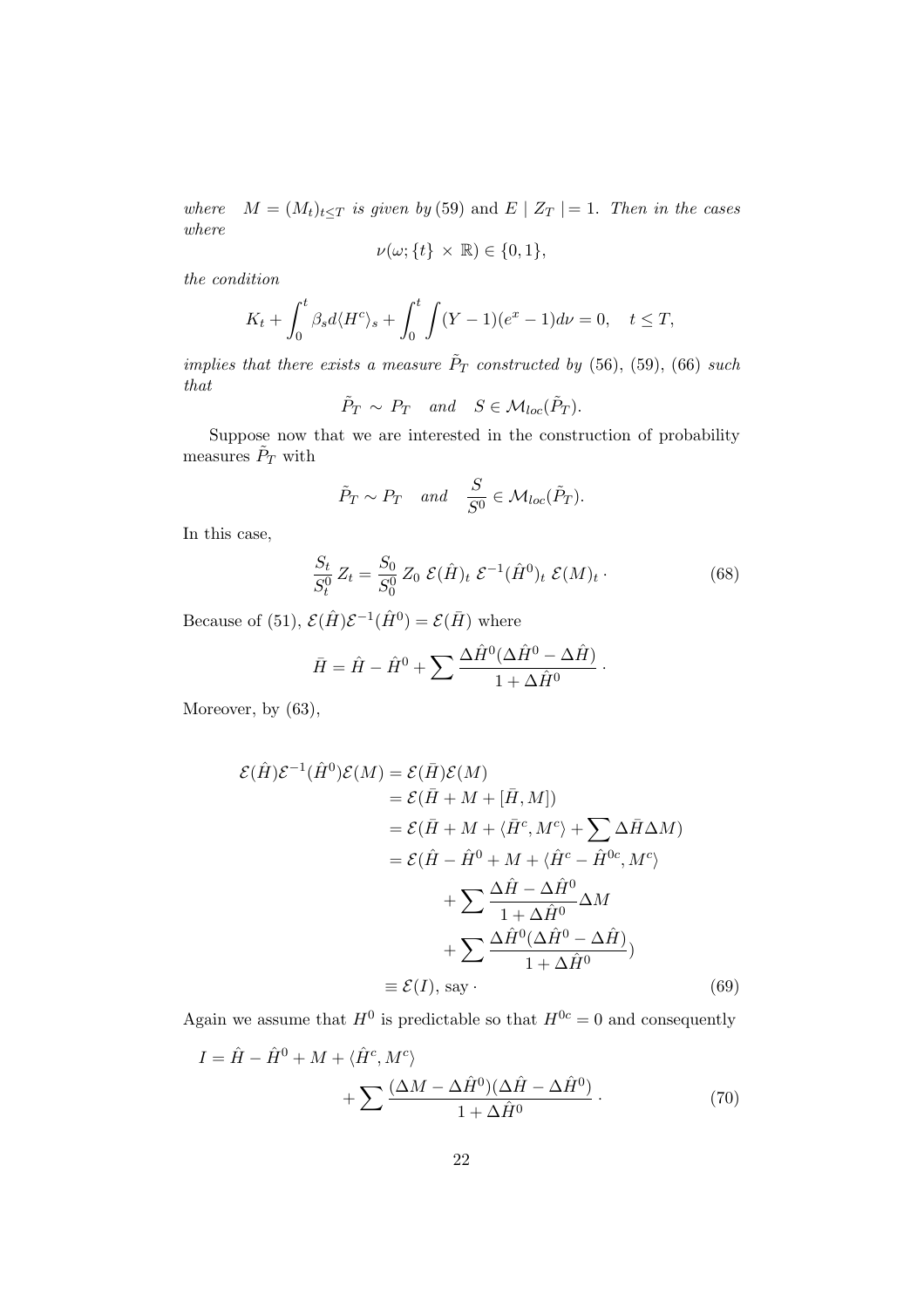*where* $M = (M_t)_{t \le T}$ *is given by* (59) and $E \mid Z_T \mid = 1$. *Then in the cases where*

$$\nu(\omega; \{t\} \times \mathbb{R}) \in \{0, 1\},$$

*the condition*

$$K_t + \int_0^t \beta_s d\langle H^c \rangle_s + \int_0^t \int (Y-1)(e^x - 1) d\nu = 0, \quad t \le T,$$

*implies that there exists a measure* $\tilde{P}_T$ *constructed by* (56), (59), (66) *such that*

$$\tilde{P}_T \sim P_T \quad and \quad S \in \mathcal{M}_{loc}(\tilde{P}_T).$$

Suppose now that we are interested in the construction of probability measures $\tilde{P}_T$ with

$$\tilde{P}_T \sim P_T \quad and \quad \frac{S}{S^0} \in \mathcal{M}_{loc}(\tilde{P}_T).$$

In this case,

$$\frac{S_t}{S_t^0} Z_t = \frac{S_0}{S_0^0} Z_0 \; \mathcal{E}(\hat{H})_t \; \mathcal{E}^{-1}(\hat{H}^0)_t \; \mathcal{E}(M)_t \cdot \tag{68}$$

Because of (51), $\mathcal{E}(\hat{H})\mathcal{E}^{-1}(\hat{H}^0) = \mathcal{E}(\bar{H})$ where

$$\bar{H} = \hat{H} - \hat{H}^0 + \sum \frac{\Delta \hat{H}^0 (\Delta \hat{H}^0 - \Delta \hat{H})}{1 + \Delta \hat{H}^0} \cdot$$

Moreover, by (63),

$$\begin{aligned}
\mathcal{E}(\hat{H})\mathcal{E}^{-1}(\hat{H}^0)\mathcal{E}(M) &= \mathcal{E}(\bar{H})\mathcal{E}(M) \\
&= \mathcal{E}(\bar{H} + M + [\bar{H}, M]) \\
&= \mathcal{E}(\bar{H} + M + \langle \bar{H}^c, M^c \rangle + \sum \Delta \bar{H} \Delta M) \\
&= \mathcal{E}(\hat{H} - \hat{H}^0 + M + \langle \hat{H}^c - \hat{H}^{0c}, M^c \rangle \\
&\qquad + \sum \frac{\Delta \hat{H} - \Delta \hat{H}^0}{1 + \Delta \hat{H}^0} \Delta M \\
&\qquad + \sum \frac{\Delta \hat{H}^0 (\Delta \hat{H}^0 - \Delta \hat{H})}{1 + \Delta \hat{H}^0}) \\
&\equiv \mathcal{E}(I), \text{ say} \cdot
\end{aligned} \tag{69}$$

Again we assume that $H^0$ is predictable so that $H^{0c} = 0$ and consequently

$$\begin{aligned}
I = \hat{H} - \hat{H}^0 + M + \langle \hat{H}^c, M^c \rangle \\
+ \sum \frac{(\Delta M - \Delta \hat{H}^0)(\Delta \hat{H} - \Delta \hat{H}^0)}{1 + \Delta \hat{H}^0} \cdot
\end{aligned} \tag{70}$$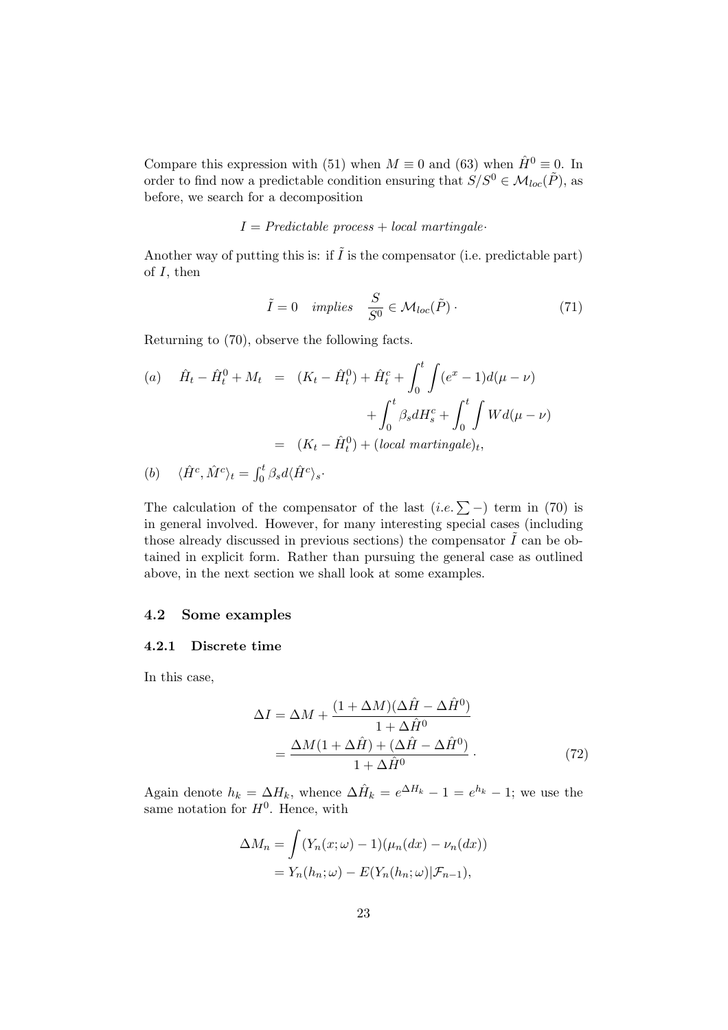Compare this expression with (51) when $M \equiv 0$ and (63) when $\hat{H}^0 \equiv 0$. In order to find now a predictable condition ensuring that $S/S^0 \in \mathcal{M}_{loc}(\tilde{P})$, as before, we search for a decomposition

$$I = \textit{Predictable process} + \textit{local martingale}\cdot$$

Another way of putting this is: if $\tilde{I}$ is the compensator (i.e. predictable part) of $I$, then

$$\tilde{I} = 0 \quad \textit{implies} \quad \frac{S}{S^0} \in \mathcal{M}_{loc}(\tilde{P}) \cdot \tag{71}$$

Returning to (70), observe the following facts.

$$\begin{aligned}
(a) \quad \hat{H}_t - \hat{H}^0_t + M_t &= (K_t - \hat{H}^0_t) + \hat{H}^c_t + \int_0^t \int (e^x - 1) d(\mu - \nu) \\
&\quad + \int_0^t \beta_s dH^c_s + \int_0^t \int W d(\mu - \nu) \\
&= (K_t - \hat{H}^0_t) + (\textit{local martingale})_t,
\end{aligned}$$

$(b) \quad \langle \hat{H}^c, \hat{M}^c \rangle_t = \int_0^t \beta_s d\langle \hat{H}^c \rangle_s$.

The calculation of the compensator of the last ($i.e. \sum -$) term in (70) is in general involved. However, for many interesting special cases (including those already discussed in previous sections) the compensator $\tilde{I}$ can be obtained in explicit form. Rather than pursuing the general case as outlined above, in the next section we shall look at some examples.

### 4.2 Some examples

#### 4.2.1 Discrete time

In this case,

$$\begin{aligned}
\Delta I &= \Delta M + \frac{(1 + \Delta M)(\Delta \hat{H} - \Delta \hat{H}^0)}{1 + \Delta \hat{H}^0} \\
&= \frac{\Delta M (1 + \Delta \hat{H}) + (\Delta \hat{H} - \Delta \hat{H}^0)}{1 + \Delta \hat{H}^0} \cdot
\end{aligned} \tag{72}$$

Again denote $h_k = \Delta H_k$, whence $\Delta \hat{H}_k = e^{\Delta H_k} - 1 = e^{h_k} - 1$; we use the same notation for $H^0$. Hence, with

$$\begin{aligned}
\Delta M_n &= \int (Y_n(x; \omega) - 1)(\mu_n(dx) - \nu_n(dx)) \\
&= Y_n(h_n; \omega) - E(Y_n(h_n; \omega) | \mathcal{F}_{n-1}),
\end{aligned}$$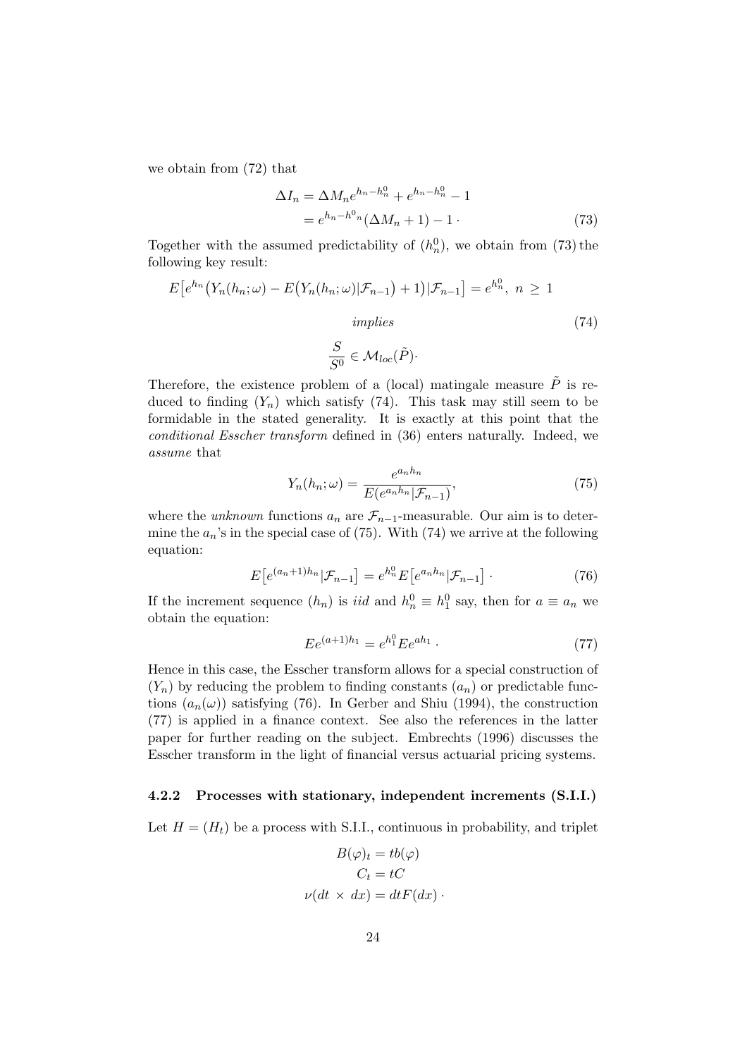we obtain from (72) that

$$\Delta I_n = \Delta M_n e^{h_n - h_n^0} + e^{h_n - h_n^0} - 1$$
$$= e^{h_n - h^0{}_n}(\Delta M_n + 1) - 1 \cdot \tag{73}$$

Together with the assumed predictability of $(h_n^0)$, we obtain from (73) the following key result:

$$E\big[e^{h_n}\big(Y_n(h_n;\omega) - E\big(Y_n(h_n;\omega)|\mathcal{F}_{n-1}\big) + 1\big)|\mathcal{F}_{n-1}\big] = e^{h_n^0},\ n \geq 1$$

$$\textit{implies} \tag{74}$$

$$\frac{S}{S^0} \in \mathcal{M}_{loc}(\tilde{P}) \cdot$$

Therefore, the existence problem of a (local) matingale measure $\tilde{P}$ is reduced to finding $(Y_n)$ which satisfy (74). This task may still seem to be formidable in the stated generality. It is exactly at this point that the *conditional Esscher transform* defined in (36) enters naturally. Indeed, we *assume* that

$$Y_n(h_n;\omega) = \frac{e^{a_n h_n}}{E(e^{a_n h_n}|\mathcal{F}_{n-1})}, \tag{75}$$

where the *unknown* functions $a_n$ are $\mathcal{F}_{n-1}$-measurable. Our aim is to determine the $a_n$'s in the special case of (75). With (74) we arrive at the following equation:

$$E\big[e^{(a_n+1)h_n}|\mathcal{F}_{n-1}\big] = e^{h_n^0} E\big[e^{a_n h_n}|\mathcal{F}_{n-1}\big] \cdot \tag{76}$$

If the increment sequence $(h_n)$ is *iid* and $h_n^0 \equiv h_1^0$ say, then for $a \equiv a_n$ we obtain the equation:

$$Ee^{(a+1)h_1} = e^{h_1^0} Ee^{ah_1} \cdot \tag{77}$$

Hence in this case, the Esscher transform allows for a special construction of $(Y_n)$ by reducing the problem to finding constants $(a_n)$ or predictable functions $(a_n(\omega))$ satisfying (76). In Gerber and Shiu (1994), the construction (77) is applied in a finance context. See also the references in the latter paper for further reading on the subject. Embrechts (1996) discusses the Esscher transform in the light of financial versus actuarial pricing systems.

#### 4.2.2 Processes with stationary, independent increments (S.I.I.)

Let $H = (H_t)$ be a process with S.I.I., continuous in probability, and triplet

$$B(\varphi)_t = tb(\varphi)$$
$$C_t = tC$$
$$\nu(dt \times dx) = dtF(dx) \cdot$$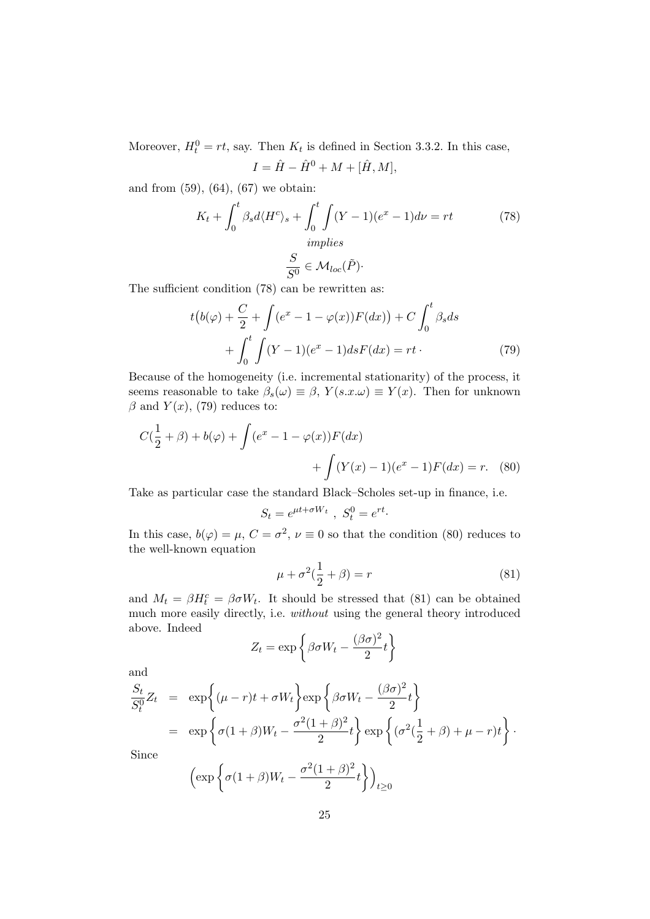Moreover, $H_t^0 = rt$, say. Then $K_t$ is defined in Section 3.3.2. In this case,

$$I = \hat{H} - \hat{H}^0 + M + [\hat{H}, M],$$

and from (59), (64), (67) we obtain:

$$K_t + \int_0^t \beta_s d\langle H^c \rangle_s + \int_0^t \int (Y-1)(e^x - 1) d\nu = rt \tag{78}$$

*implies*

$$\frac{S}{S^0} \in \mathcal{M}_{loc}(\tilde{P})\cdot$$

The sufficient condition (78) can be rewritten as:

$$t\big(b(\varphi) + \frac{C}{2} + \int (e^x - 1 - \varphi(x)) F(dx)\big) + C \int_0^t \beta_s ds + \int_0^t \int (Y-1)(e^x - 1) ds F(dx) = rt\cdot \tag{79}$$

Because of the homogeneity (i.e. incremental stationarity) of the process, it seems reasonable to take $\beta_s(\omega) \equiv \beta$, $Y(s.x.\omega) \equiv Y(x)$. Then for unknown $\beta$ and $Y(x)$, (79) reduces to:

$$C(\frac{1}{2} + \beta) + b(\varphi) + \int (e^x - 1 - \varphi(x)) F(dx) + \int (Y(x) - 1)(e^x - 1) F(dx) = r. \tag{80}$$

Take as particular case the standard Black–Scholes set-up in finance, i.e.

$$S_t = e^{\mu t + \sigma W_t}\ ,\ S_t^0 = e^{rt}\cdot$$

In this case, $b(\varphi) = \mu$, $C = \sigma^2$, $\nu \equiv 0$ so that the condition (80) reduces to the well-known equation

$$\mu + \sigma^2(\frac{1}{2} + \beta) = r \tag{81}$$

and $M_t = \beta H_t^c = \beta\sigma W_t$. It should be stressed that (81) can be obtained much more easily directly, i.e. *without* using the general theory introduced above. Indeed

$$Z_t = \exp\left\{\beta\sigma W_t - \frac{(\beta\sigma)^2}{2} t\right\}$$

and

$$\begin{aligned}
\frac{S_t}{S_t^0} Z_t &= \exp\Big\{(\mu - r)t + \sigma W_t\Big\} \exp\left\{\beta\sigma W_t - \frac{(\beta\sigma)^2}{2} t\right\} \\
&= \exp\left\{\sigma(1+\beta) W_t - \frac{\sigma^2(1+\beta)^2}{2} t\right\} \exp\left\{(\sigma^2(\frac{1}{2} + \beta) + \mu - r)t\right\}\cdot
\end{aligned}$$

Since

$$\Big(\exp\left\{\sigma(1+\beta)W_t - \frac{\sigma^2(1+\beta)^2}{2} t\right\}\Big)_{t\geq 0}$$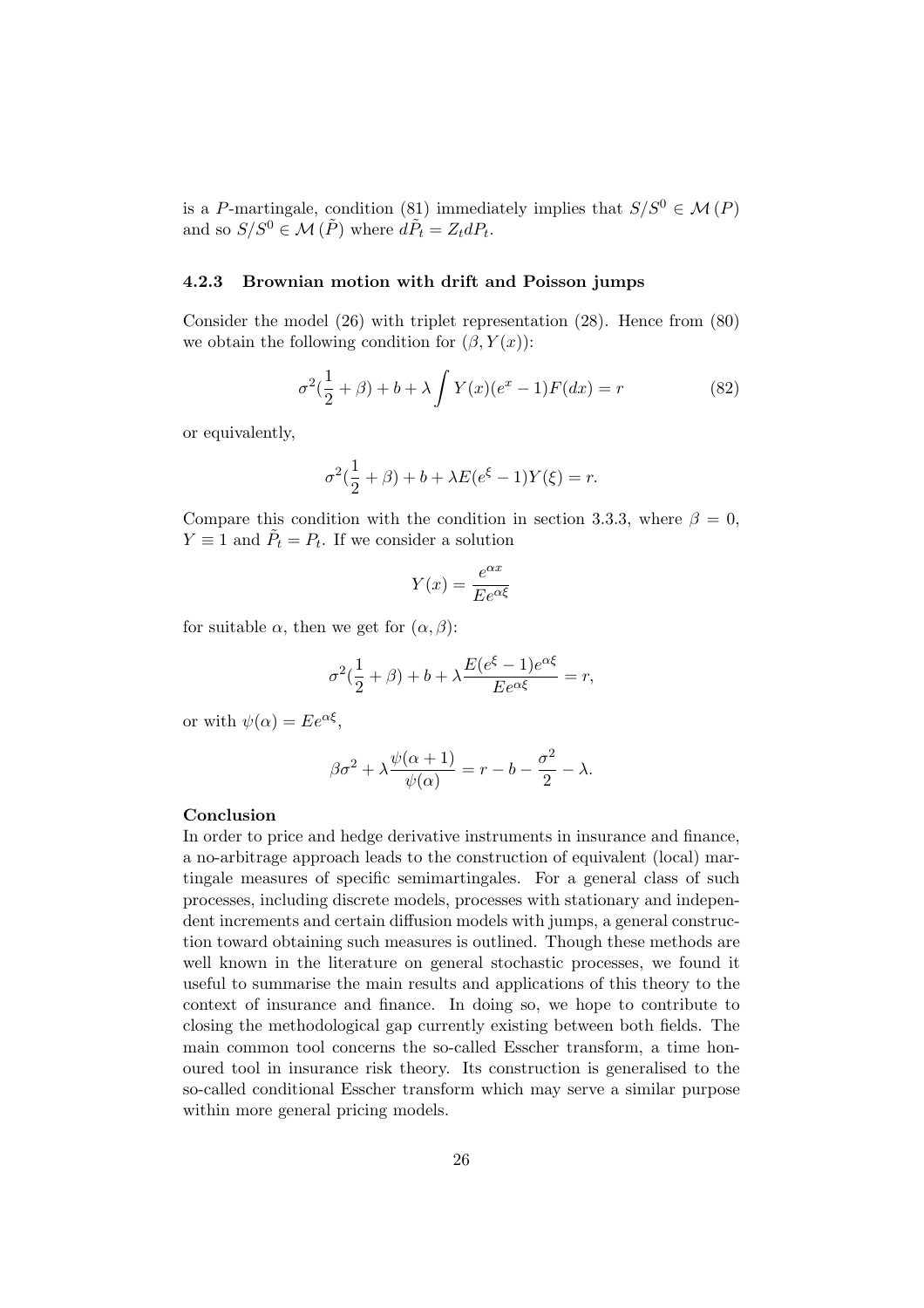is a $P$-martingale, condition (81) immediately implies that $S/S^0 \in \mathcal{M}(P)$ and so $S/S^0 \in \mathcal{M}(\tilde{P})$ where $d\tilde{P}_t = Z_t dP_t$.

### 4.2.3 Brownian motion with drift and Poisson jumps

Consider the model (26) with triplet representation (28). Hence from (80) we obtain the following condition for $(\beta, Y(x))$:

$$\sigma^2(\frac{1}{2} + \beta) + b + \lambda \int Y(x)(e^x - 1)F(dx) = r \tag{82}$$

or equivalently,

$$\sigma^2(\frac{1}{2} + \beta) + b + \lambda E(e^\xi - 1)Y(\xi) = r.$$

Compare this condition with the condition in section 3.3.3, where $\beta = 0$, $Y \equiv 1$ and $\tilde{P}_t = P_t$. If we consider a solution

$$Y(x) = \frac{e^{\alpha x}}{E e^{\alpha \xi}}$$

for suitable $\alpha$, then we get for $(\alpha, \beta)$:

$$\sigma^2(\frac{1}{2} + \beta) + b + \lambda \frac{E(e^\xi - 1)e^{\alpha \xi}}{E e^{\alpha \xi}} = r,$$

or with $\psi(\alpha) = E e^{\alpha \xi}$,

$$\beta \sigma^2 + \lambda \frac{\psi(\alpha + 1)}{\psi(\alpha)} = r - b - \frac{\sigma^2}{2} - \lambda.$$

**Conclusion**

In order to price and hedge derivative instruments in insurance and finance, a no-arbitrage approach leads to the construction of equivalent (local) martingale measures of specific semimartingales. For a general class of such processes, including discrete models, processes with stationary and independent increments and certain diffusion models with jumps, a general construction toward obtaining such measures is outlined. Though these methods are well known in the literature on general stochastic processes, we found it useful to summarise the main results and applications of this theory to the context of insurance and finance. In doing so, we hope to contribute to closing the methodological gap currently existing between both fields. The main common tool concerns the so-called Esscher transform, a time honoured tool in insurance risk theory. Its construction is generalised to the so-called conditional Esscher transform which may serve a similar purpose within more general pricing models.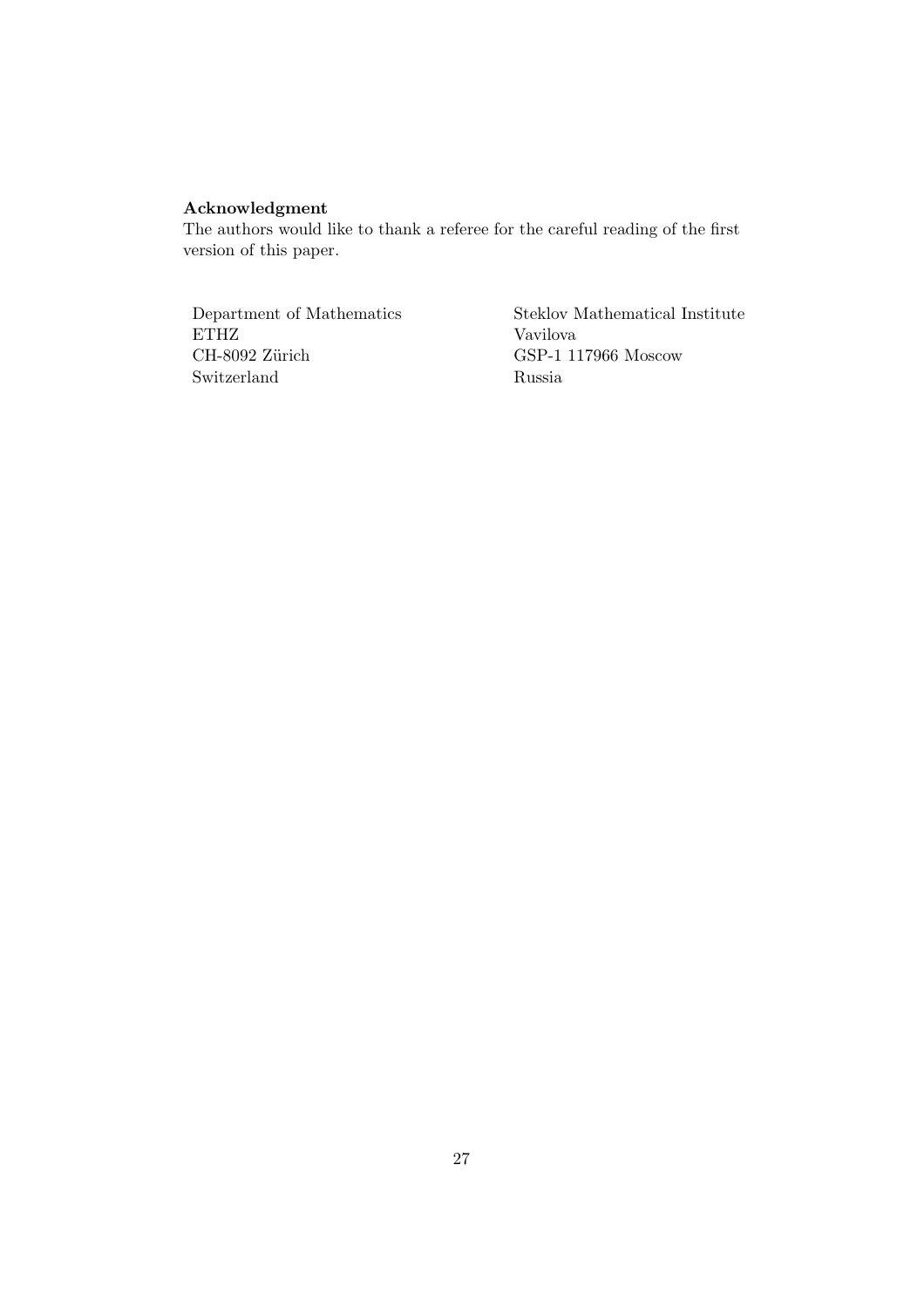**Acknowledgment**
The authors would like to thank a referee for the careful reading of the first version of this paper.

Department of Mathematics
ETHZ
CH-8092 Zürich
Switzerland

Steklov Mathematical Institute
Vavilova
GSP-1 117966 Moscow
Russia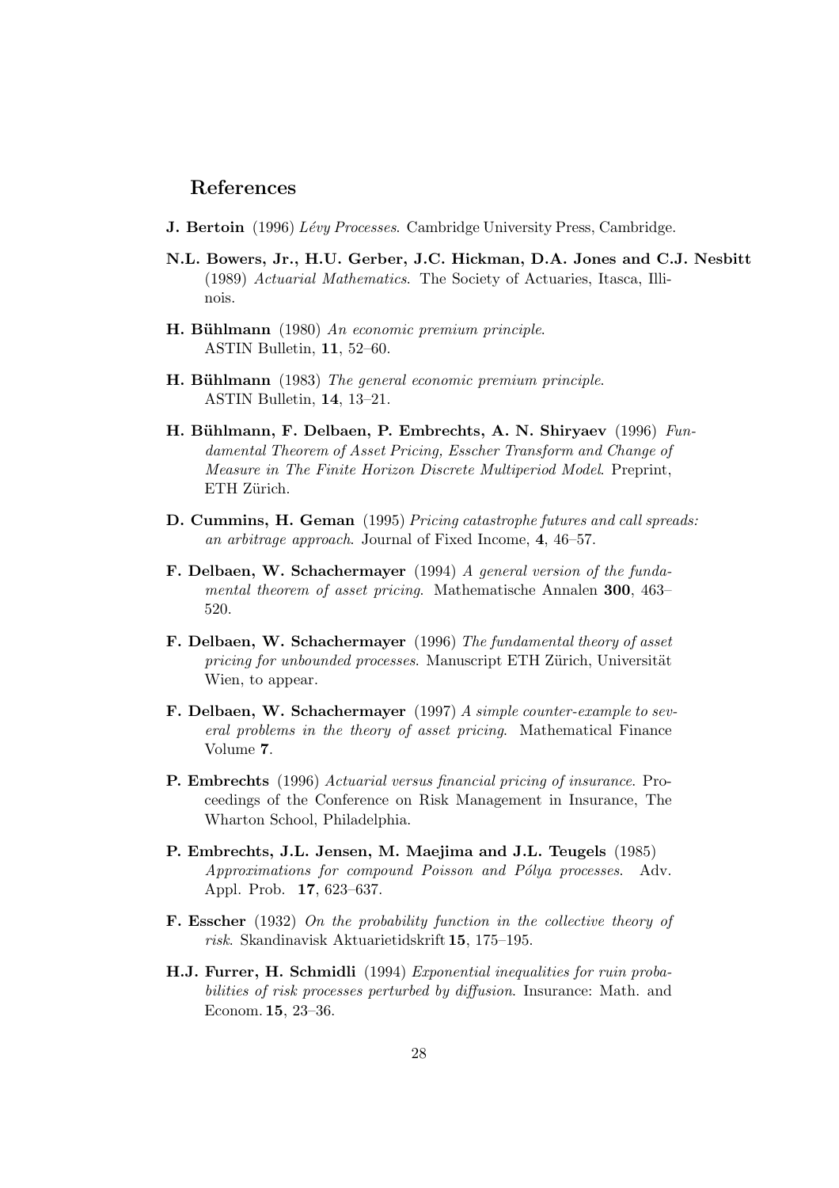## References

**J. Bertoin** (1996) *Lévy Processes*. Cambridge University Press, Cambridge.

**N.L. Bowers, Jr., H.U. Gerber, J.C. Hickman, D.A. Jones and C.J. Nesbitt** (1989) *Actuarial Mathematics*. The Society of Actuaries, Itasca, Illinois.

**H. Bühlmann** (1980) *An economic premium principle*. ASTIN Bulletin, **11**, 52–60.

**H. Bühlmann** (1983) *The general economic premium principle*. ASTIN Bulletin, **14**, 13–21.

**H. Bühlmann, F. Delbaen, P. Embrechts, A. N. Shiryaev** (1996) *Fundamental Theorem of Asset Pricing, Esscher Transform and Change of Measure in The Finite Horizon Discrete Multiperiod Model*. Preprint, ETH Zürich.

**D. Cummins, H. Geman** (1995) *Pricing catastrophe futures and call spreads: an arbitrage approach*. Journal of Fixed Income, **4**, 46–57.

**F. Delbaen, W. Schachermayer** (1994) *A general version of the fundamental theorem of asset pricing*. Mathematische Annalen **300**, 463–520.

**F. Delbaen, W. Schachermayer** (1996) *The fundamental theory of asset pricing for unbounded processes*. Manuscript ETH Zürich, Universität Wien, to appear.

**F. Delbaen, W. Schachermayer** (1997) *A simple counter-example to several problems in the theory of asset pricing*. Mathematical Finance Volume **7**.

**P. Embrechts** (1996) *Actuarial versus financial pricing of insurance*. Proceedings of the Conference on Risk Management in Insurance, The Wharton School, Philadelphia.

**P. Embrechts, J.L. Jensen, M. Maejima and J.L. Teugels** (1985) *Approximations for compound Poisson and Pólya processes*. Adv. Appl. Prob. **17**, 623–637.

**F. Esscher** (1932) *On the probability function in the collective theory of risk*. Skandinavisk Aktuarietidskrift **15**, 175–195.

**H.J. Furrer, H. Schmidli** (1994) *Exponential inequalities for ruin probabilities of risk processes perturbed by diffusion*. Insurance: Math. and Econom. **15**, 23–36.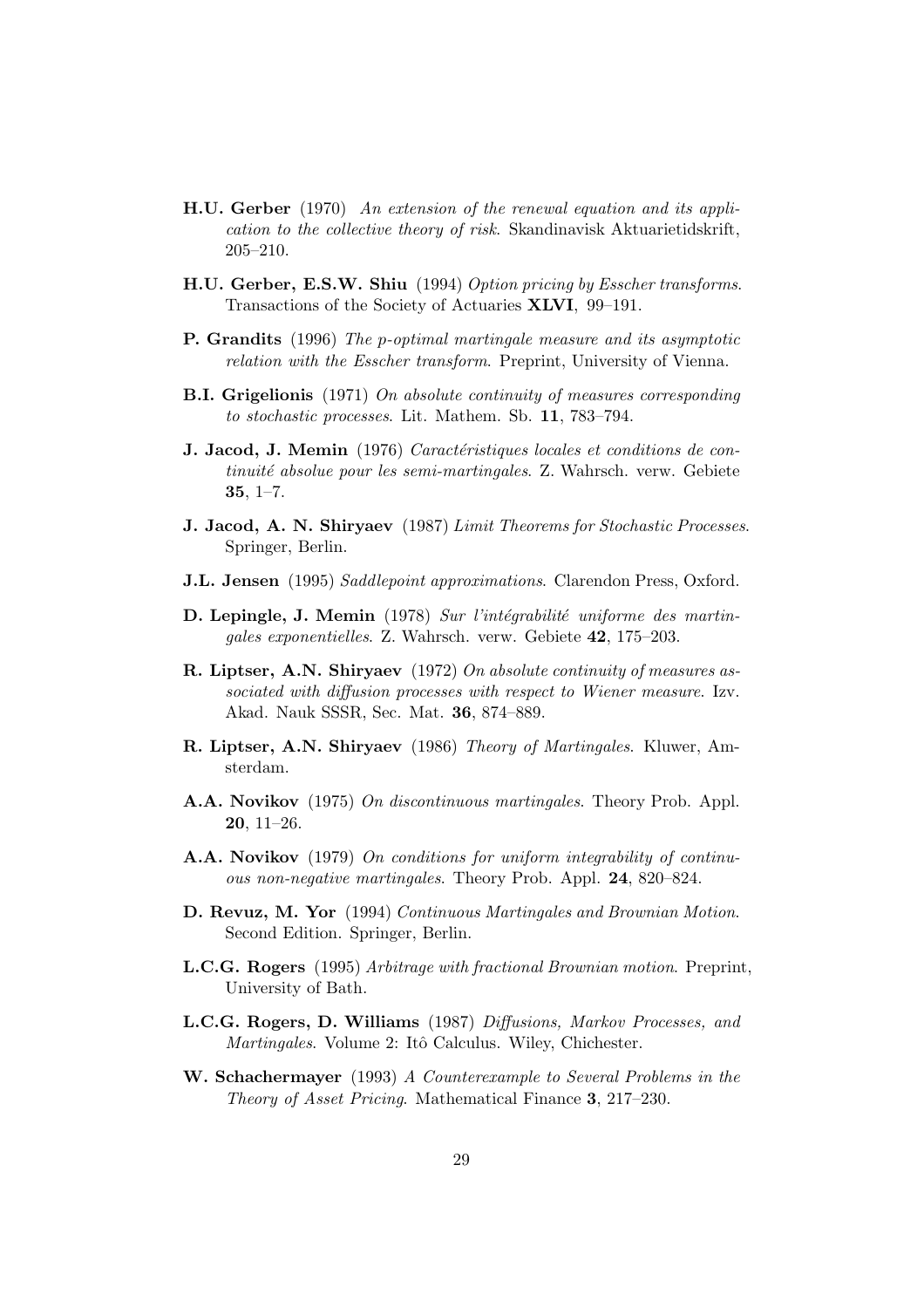**H.U. Gerber** (1970) *An extension of the renewal equation and its application to the collective theory of risk*. Skandinavisk Aktuarietidskrift, 205–210.

**H.U. Gerber, E.S.W. Shiu** (1994) *Option pricing by Esscher transforms*. Transactions of the Society of Actuaries **XLVI**, 99–191.

**P. Grandits** (1996) *The p-optimal martingale measure and its asymptotic relation with the Esscher transform*. Preprint, University of Vienna.

**B.I. Grigelionis** (1971) *On absolute continuity of measures corresponding to stochastic processes*. Lit. Mathem. Sb. **11**, 783–794.

**J. Jacod, J. Memin** (1976) *Caractéristiques locales et conditions de continuité absolue pour les semi-martingales*. Z. Wahrsch. verw. Gebiete **35**, 1–7.

**J. Jacod, A. N. Shiryaev** (1987) *Limit Theorems for Stochastic Processes*. Springer, Berlin.

**J.L. Jensen** (1995) *Saddlepoint approximations*. Clarendon Press, Oxford.

**D. Lepingle, J. Memin** (1978) *Sur l'intégrabilité uniforme des martingales exponentielles*. Z. Wahrsch. verw. Gebiete **42**, 175–203.

**R. Liptser, A.N. Shiryaev** (1972) *On absolute continuity of measures associated with diffusion processes with respect to Wiener measure*. Izv. Akad. Nauk SSSR, Sec. Mat. **36**, 874–889.

**R. Liptser, A.N. Shiryaev** (1986) *Theory of Martingales*. Kluwer, Amsterdam.

**A.A. Novikov** (1975) *On discontinuous martingales*. Theory Prob. Appl. **20**, 11–26.

**A.A. Novikov** (1979) *On conditions for uniform integrability of continuous non-negative martingales*. Theory Prob. Appl. **24**, 820–824.

**D. Revuz, M. Yor** (1994) *Continuous Martingales and Brownian Motion*. Second Edition. Springer, Berlin.

**L.C.G. Rogers** (1995) *Arbitrage with fractional Brownian motion*. Preprint, University of Bath.

**L.C.G. Rogers, D. Williams** (1987) *Diffusions, Markov Processes, and Martingales*. Volume 2: Itô Calculus. Wiley, Chichester.

**W. Schachermayer** (1993) *A Counterexample to Several Problems in the Theory of Asset Pricing*. Mathematical Finance **3**, 217–230.